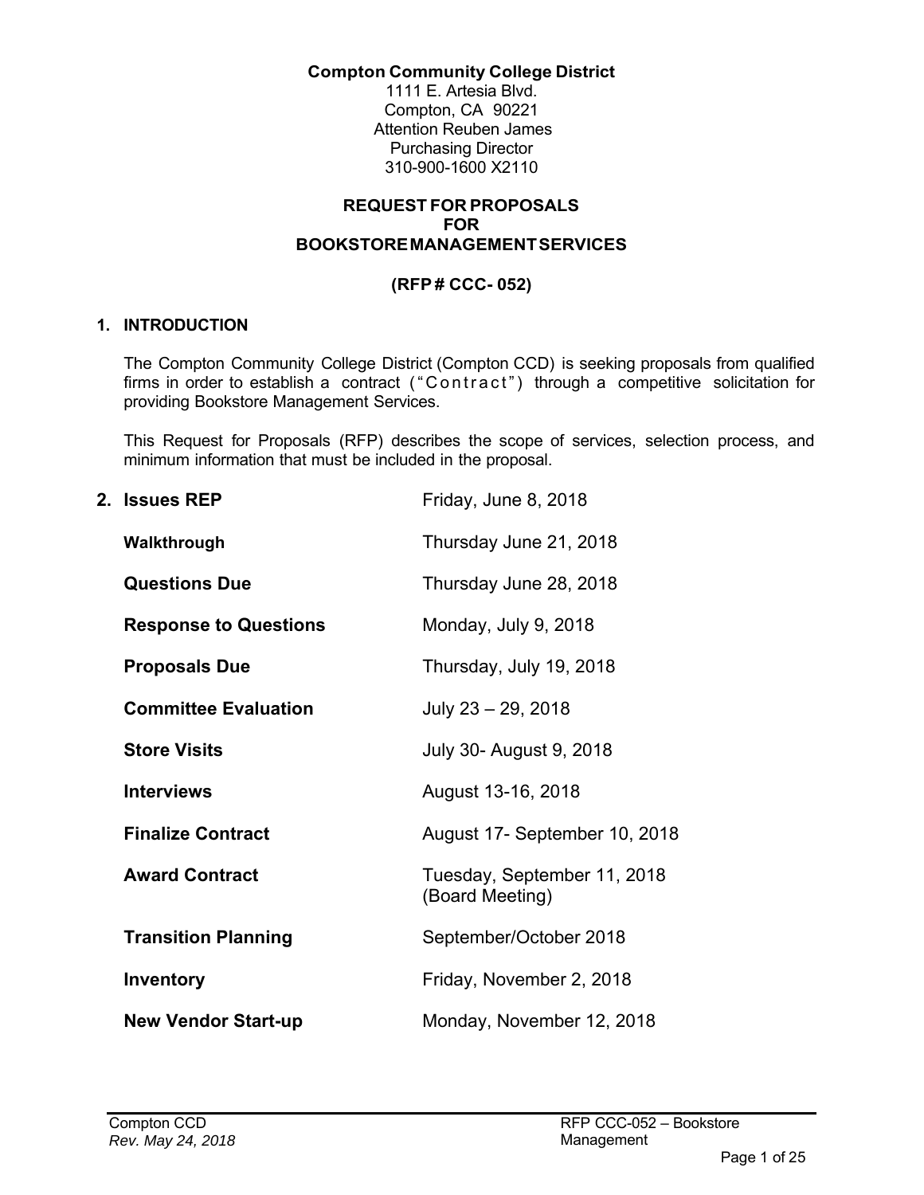**Compton Community College District**
1111 E. Artesia Blvd.
Compton, CA 90221
Attention Reuben James
Purchasing Director
310-900-1600 X2110

# REQUEST FOR PROPOSALS FOR BOOKSTORE MANAGEMENT SERVICES

**(RFP # CCC- 052)**

## 1. INTRODUCTION

The Compton Community College District (Compton CCD) is seeking proposals from qualified firms in order to establish a contract ("Contract") through a competitive solicitation for providing Bookstore Management Services.

This Request for Proposals (RFP) describes the scope of services, selection process, and minimum information that must be included in the proposal.

## 2. Issues REP

| | |
|---|---|
| **Issues REP** | Friday, June 8, 2018 |
| **Walkthrough** | Thursday June 21, 2018 |
| **Questions Due** | Thursday June 28, 2018 |
| **Response to Questions** | Monday, July 9, 2018 |
| **Proposals Due** | Thursday, July 19, 2018 |
| **Committee Evaluation** | July 23 – 29, 2018 |
| **Store Visits** | July 30- August 9, 2018 |
| **Interviews** | August 13-16, 2018 |
| **Finalize Contract** | August 17- September 10, 2018 |
| **Award Contract** | Tuesday, September 11, 2018 (Board Meeting) |
| **Transition Planning** | September/October 2018 |
| **Inventory** | Friday, November 2, 2018 |
| **New Vendor Start-up** | Monday, November 12, 2018 |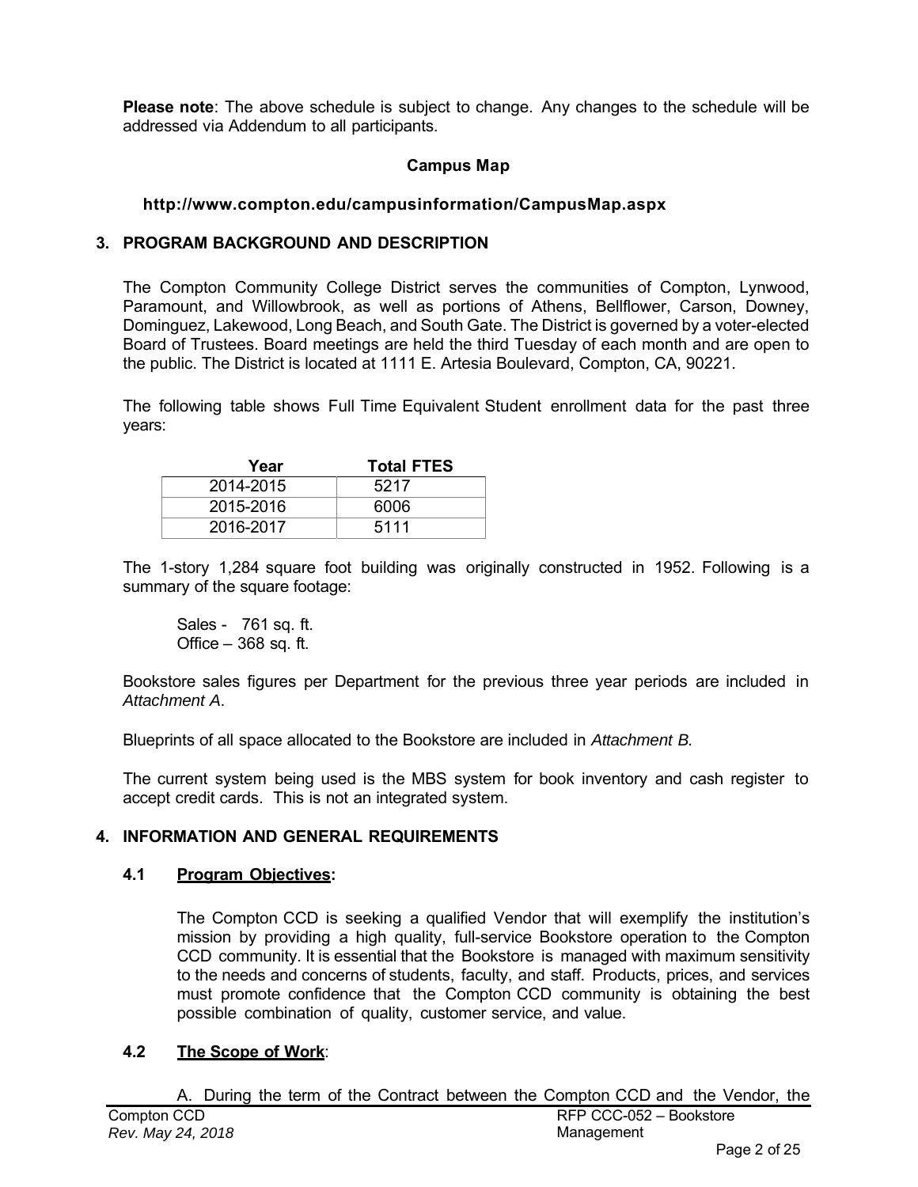**Please note**: The above schedule is subject to change. Any changes to the schedule will be addressed via Addendum to all participants.

**Campus Map**

**http://www.compton.edu/campusinformation/CampusMap.aspx**

## 3. PROGRAM BACKGROUND AND DESCRIPTION

The Compton Community College District serves the communities of Compton, Lynwood, Paramount, and Willowbrook, as well as portions of Athens, Bellflower, Carson, Downey, Dominguez, Lakewood, Long Beach, and South Gate. The District is governed by a voter-elected Board of Trustees. Board meetings are held the third Tuesday of each month and are open to the public. The District is located at 1111 E. Artesia Boulevard, Compton, CA, 90221.

The following table shows Full Time Equivalent Student enrollment data for the past three years:

| Year | Total FTES |
|---|---|
| 2014-2015 | 5217 |
| 2015-2016 | 6006 |
| 2016-2017 | 5111 |

The 1-story 1,284 square foot building was originally constructed in 1952. Following is a summary of the square footage:

Sales - 761 sq. ft.
Office – 368 sq. ft.

Bookstore sales figures per Department for the previous three year periods are included in *Attachment A*.

Blueprints of all space allocated to the Bookstore are included in *Attachment B.*

The current system being used is the MBS system for book inventory and cash register to accept credit cards. This is not an integrated system.

## 4. INFORMATION AND GENERAL REQUIREMENTS

### 4.1 Program Objectives:

The Compton CCD is seeking a qualified Vendor that will exemplify the institution's mission by providing a high quality, full-service Bookstore operation to the Compton CCD community. It is essential that the Bookstore is managed with maximum sensitivity to the needs and concerns of students, faculty, and staff. Products, prices, and services must promote confidence that the Compton CCD community is obtaining the best possible combination of quality, customer service, and value.

### 4.2 The Scope of Work:

A. During the term of the Contract between the Compton CCD and the Vendor, the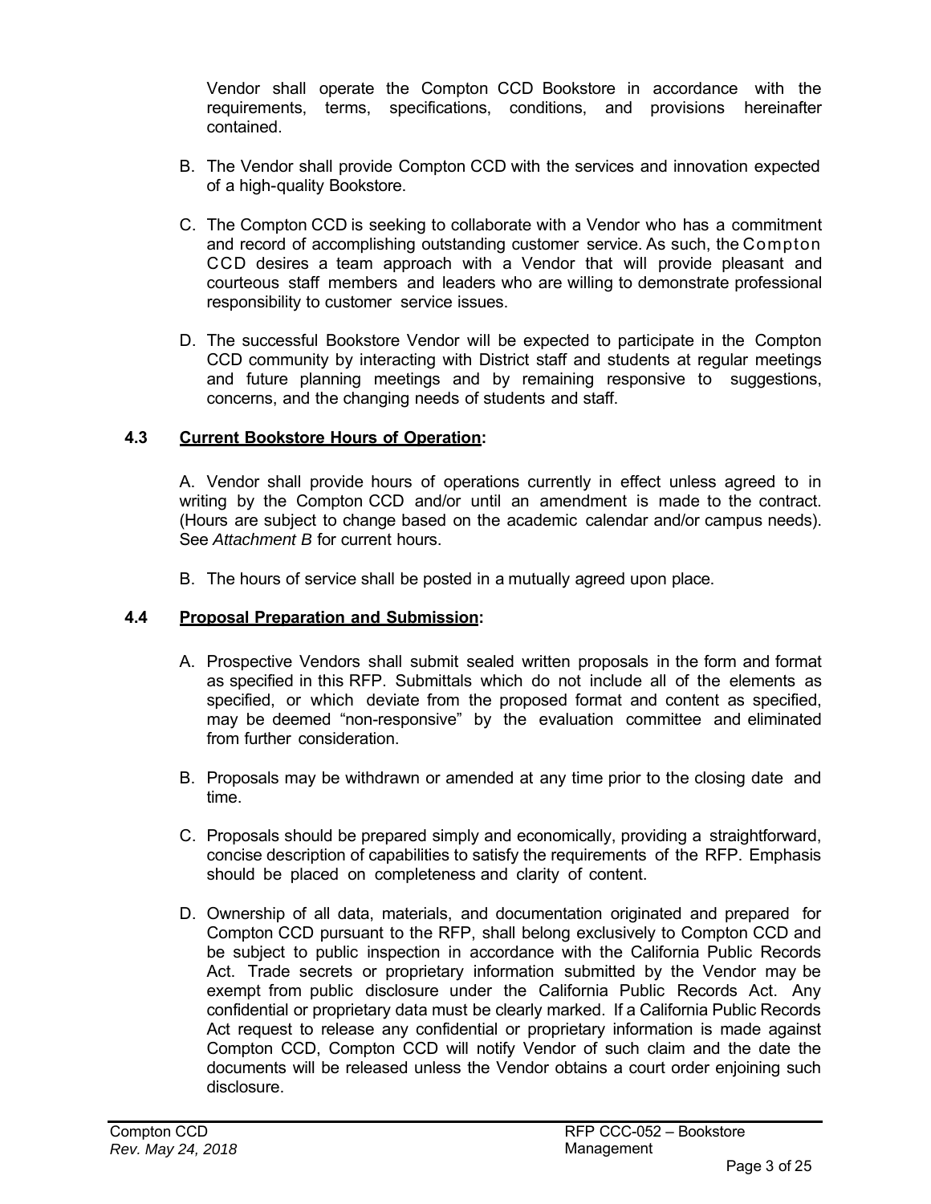Vendor shall operate the Compton CCD Bookstore in accordance with the requirements, terms, specifications, conditions, and provisions hereinafter contained.

B. The Vendor shall provide Compton CCD with the services and innovation expected of a high-quality Bookstore.

C. The Compton CCD is seeking to collaborate with a Vendor who has a commitment and record of accomplishing outstanding customer service. As such, the Compton CCD desires a team approach with a Vendor that will provide pleasant and courteous staff members and leaders who are willing to demonstrate professional responsibility to customer service issues.

D. The successful Bookstore Vendor will be expected to participate in the Compton CCD community by interacting with District staff and students at regular meetings and future planning meetings and by remaining responsive to suggestions, concerns, and the changing needs of students and staff.

**4.3 <u>Current Bookstore Hours of Operation</u>:**

A. Vendor shall provide hours of operations currently in effect unless agreed to in writing by the Compton CCD and/or until an amendment is made to the contract. (Hours are subject to change based on the academic calendar and/or campus needs). See *Attachment B* for current hours.

B. The hours of service shall be posted in a mutually agreed upon place.

**4.4 <u>Proposal Preparation and Submission</u>:**

A. Prospective Vendors shall submit sealed written proposals in the form and format as specified in this RFP. Submittals which do not include all of the elements as specified, or which deviate from the proposed format and content as specified, may be deemed "non-responsive" by the evaluation committee and eliminated from further consideration.

B. Proposals may be withdrawn or amended at any time prior to the closing date and time.

C. Proposals should be prepared simply and economically, providing a straightforward, concise description of capabilities to satisfy the requirements of the RFP. Emphasis should be placed on completeness and clarity of content.

D. Ownership of all data, materials, and documentation originated and prepared for Compton CCD pursuant to the RFP, shall belong exclusively to Compton CCD and be subject to public inspection in accordance with the California Public Records Act. Trade secrets or proprietary information submitted by the Vendor may be exempt from public disclosure under the California Public Records Act. Any confidential or proprietary data must be clearly marked. If a California Public Records Act request to release any confidential or proprietary information is made against Compton CCD, Compton CCD will notify Vendor of such claim and the date the documents will be released unless the Vendor obtains a court order enjoining such disclosure.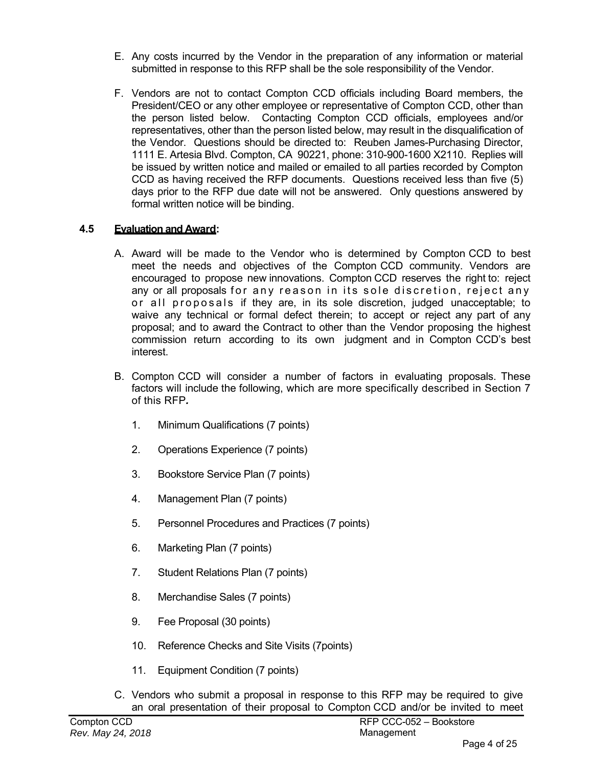E. Any costs incurred by the Vendor in the preparation of any information or material submitted in response to this RFP shall be the sole responsibility of the Vendor.

F. Vendors are not to contact Compton CCD officials including Board members, the President/CEO or any other employee or representative of Compton CCD, other than the person listed below. Contacting Compton CCD officials, employees and/or representatives, other than the person listed below, may result in the disqualification of the Vendor. Questions should be directed to: Reuben James-Purchasing Director, 1111 E. Artesia Blvd. Compton, CA 90221, phone: 310-900-1600 X2110. Replies will be issued by written notice and mailed or emailed to all parties recorded by Compton CCD as having received the RFP documents. Questions received less than five (5) days prior to the RFP due date will not be answered. Only questions answered by formal written notice will be binding.

### 4.5 Evaluation and Award:

A. Award will be made to the Vendor who is determined by Compton CCD to best meet the needs and objectives of the Compton CCD community. Vendors are encouraged to propose new innovations. Compton CCD reserves the right to: reject any or all proposals for any reason in its sole discretion, reject any or all proposals if they are, in its sole discretion, judged unacceptable; to waive any technical or formal defect therein; to accept or reject any part of any proposal; and to award the Contract to other than the Vendor proposing the highest commission return according to its own judgment and in Compton CCD's best interest.

B. Compton CCD will consider a number of factors in evaluating proposals. These factors will include the following, which are more specifically described in Section 7 of this RFP***.***

1. Minimum Qualifications (7 points)
2. Operations Experience (7 points)
3. Bookstore Service Plan (7 points)
4. Management Plan (7 points)
5. Personnel Procedures and Practices (7 points)
6. Marketing Plan (7 points)
7. Student Relations Plan (7 points)
8. Merchandise Sales (7 points)
9. Fee Proposal (30 points)
10. Reference Checks and Site Visits (7points)
11. Equipment Condition (7 points)

C. Vendors who submit a proposal in response to this RFP may be required to give an oral presentation of their proposal to Compton CCD and/or be invited to meet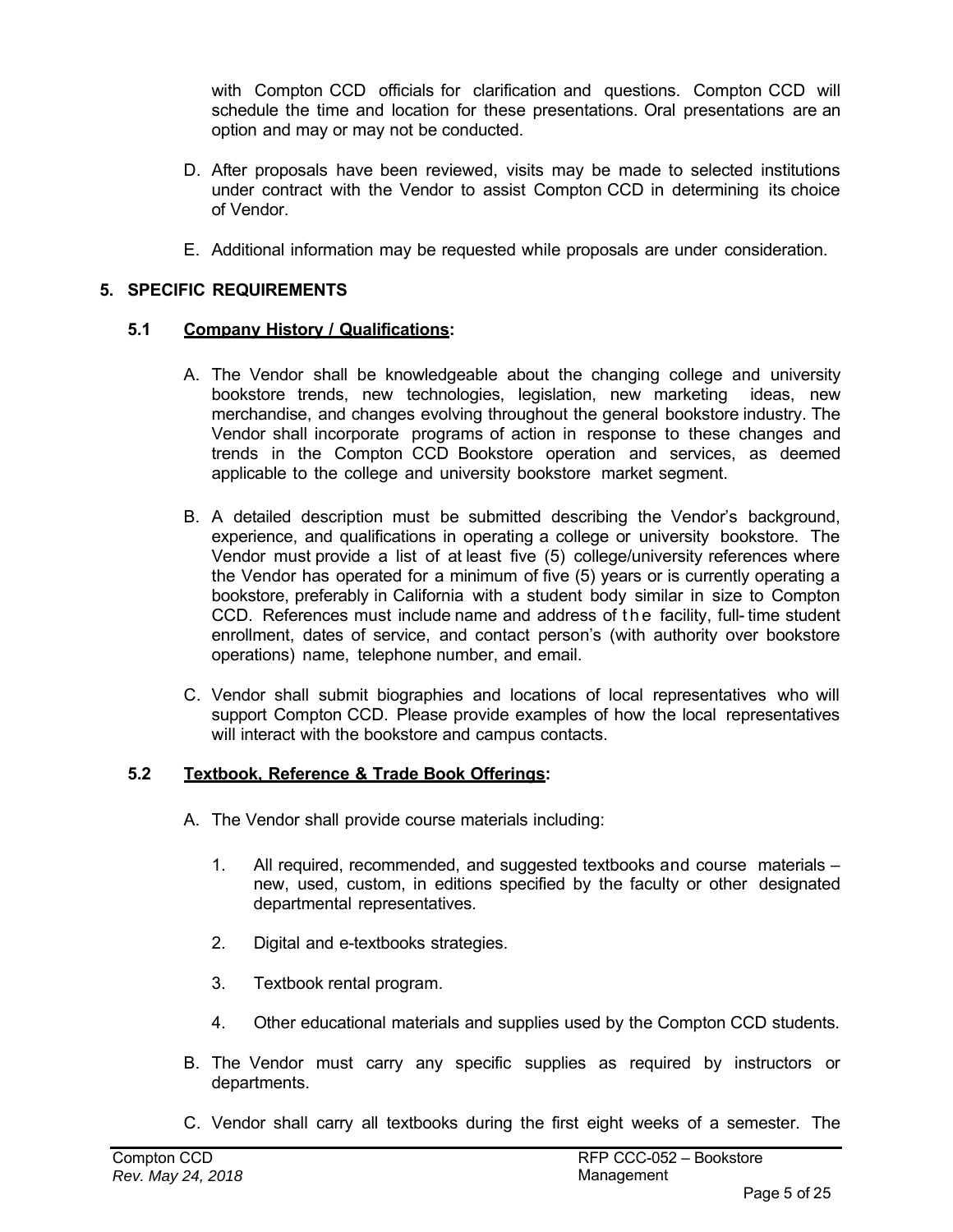with Compton CCD officials for clarification and questions. Compton CCD will schedule the time and location for these presentations. Oral presentations are an option and may or may not be conducted.

D. After proposals have been reviewed, visits may be made to selected institutions under contract with the Vendor to assist Compton CCD in determining its choice of Vendor.

E. Additional information may be requested while proposals are under consideration.

## 5. SPECIFIC REQUIREMENTS

### 5.1 Company History / Qualifications:

A. The Vendor shall be knowledgeable about the changing college and university bookstore trends, new technologies, legislation, new marketing ideas, new merchandise, and changes evolving throughout the general bookstore industry. The Vendor shall incorporate programs of action in response to these changes and trends in the Compton CCD Bookstore operation and services, as deemed applicable to the college and university bookstore market segment.

B. A detailed description must be submitted describing the Vendor's background, experience, and qualifications in operating a college or university bookstore. The Vendor must provide a list of at least five (5) college/university references where the Vendor has operated for a minimum of five (5) years or is currently operating a bookstore, preferably in California with a student body similar in size to Compton CCD. References must include name and address of the facility, full-time student enrollment, dates of service, and contact person's (with authority over bookstore operations) name, telephone number, and email.

C. Vendor shall submit biographies and locations of local representatives who will support Compton CCD. Please provide examples of how the local representatives will interact with the bookstore and campus contacts.

### 5.2 Textbook, Reference & Trade Book Offerings:

A. The Vendor shall provide course materials including:

1. All required, recommended, and suggested textbooks and course materials – new, used, custom, in editions specified by the faculty or other designated departmental representatives.
2. Digital and e-textbooks strategies.
3. Textbook rental program.
4. Other educational materials and supplies used by the Compton CCD students.

B. The Vendor must carry any specific supplies as required by instructors or departments.

C. Vendor shall carry all textbooks during the first eight weeks of a semester. The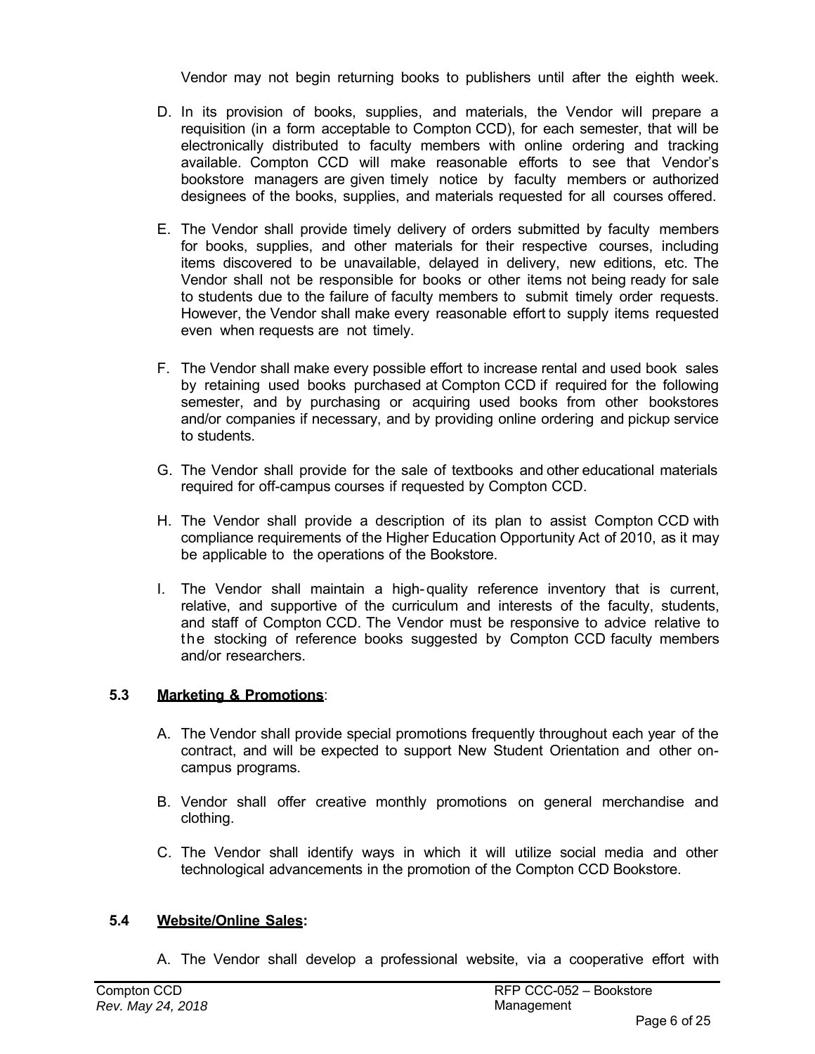Vendor may not begin returning books to publishers until after the eighth week.

D. In its provision of books, supplies, and materials, the Vendor will prepare a requisition (in a form acceptable to Compton CCD), for each semester, that will be electronically distributed to faculty members with online ordering and tracking available. Compton CCD will make reasonable efforts to see that Vendor's bookstore managers are given timely notice by faculty members or authorized designees of the books, supplies, and materials requested for all courses offered.

E. The Vendor shall provide timely delivery of orders submitted by faculty members for books, supplies, and other materials for their respective courses, including items discovered to be unavailable, delayed in delivery, new editions, etc. The Vendor shall not be responsible for books or other items not being ready for sale to students due to the failure of faculty members to submit timely order requests. However, the Vendor shall make every reasonable effort to supply items requested even when requests are not timely.

F. The Vendor shall make every possible effort to increase rental and used book sales by retaining used books purchased at Compton CCD if required for the following semester, and by purchasing or acquiring used books from other bookstores and/or companies if necessary, and by providing online ordering and pickup service to students.

G. The Vendor shall provide for the sale of textbooks and other educational materials required for off-campus courses if requested by Compton CCD.

H. The Vendor shall provide a description of its plan to assist Compton CCD with compliance requirements of the Higher Education Opportunity Act of 2010, as it may be applicable to the operations of the Bookstore.

I. The Vendor shall maintain a high-quality reference inventory that is current, relative, and supportive of the curriculum and interests of the faculty, students, and staff of Compton CCD. The Vendor must be responsive to advice relative to the stocking of reference books suggested by Compton CCD faculty members and/or researchers.

**5.3 <u>Marketing & Promotions</u>**:

A. The Vendor shall provide special promotions frequently throughout each year of the contract, and will be expected to support New Student Orientation and other on-campus programs.

B. Vendor shall offer creative monthly promotions on general merchandise and clothing.

C. The Vendor shall identify ways in which it will utilize social media and other technological advancements in the promotion of the Compton CCD Bookstore.

**5.4 <u>Website/Online Sales</u>:**

A. The Vendor shall develop a professional website, via a cooperative effort with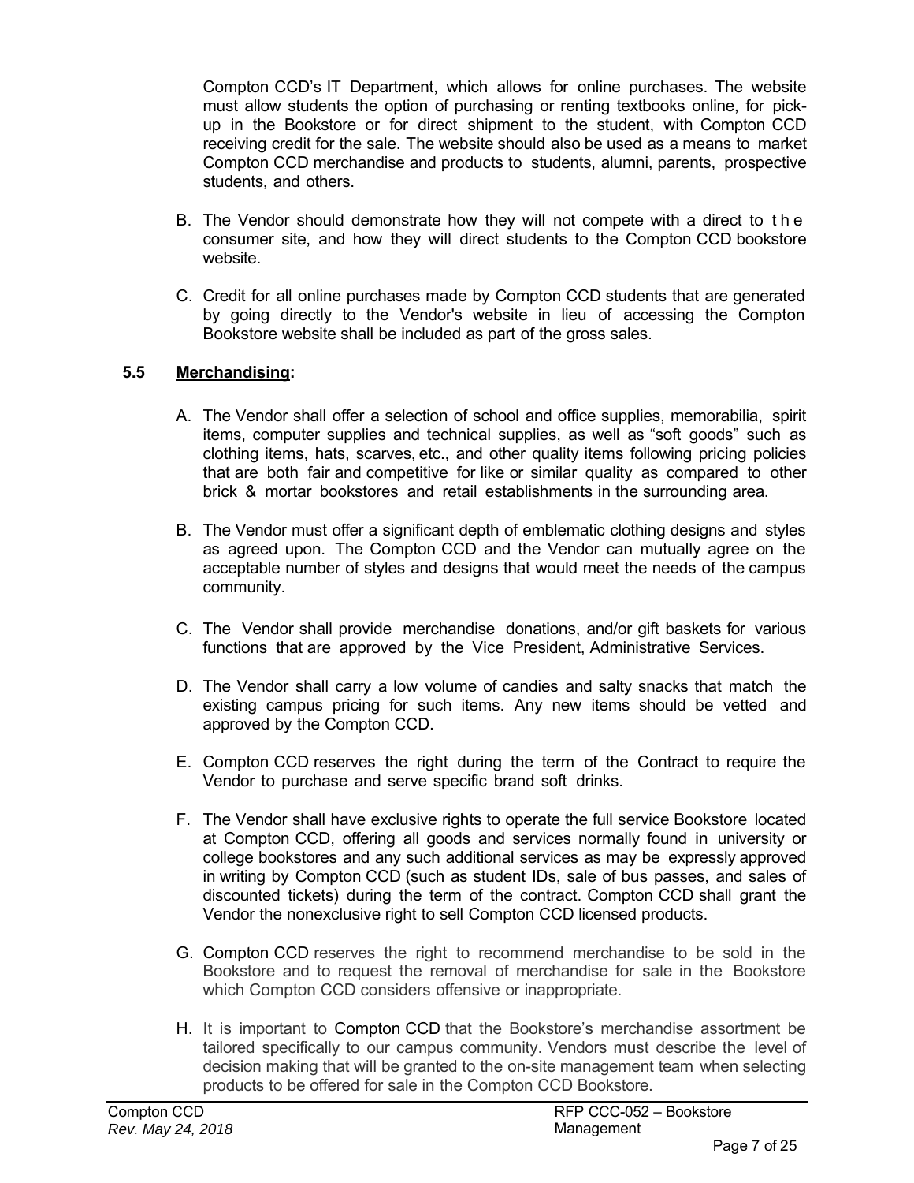Compton CCD's IT Department, which allows for online purchases. The website must allow students the option of purchasing or renting textbooks online, for pick-up in the Bookstore or for direct shipment to the student, with Compton CCD receiving credit for the sale. The website should also be used as a means to market Compton CCD merchandise and products to students, alumni, parents, prospective students, and others.

B. The Vendor should demonstrate how they will not compete with a direct to the consumer site, and how they will direct students to the Compton CCD bookstore website.

C. Credit for all online purchases made by Compton CCD students that are generated by going directly to the Vendor's website in lieu of accessing the Compton Bookstore website shall be included as part of the gross sales.

### 5.5 **Merchandising:**

A. The Vendor shall offer a selection of school and office supplies, memorabilia, spirit items, computer supplies and technical supplies, as well as "soft goods" such as clothing items, hats, scarves, etc., and other quality items following pricing policies that are both fair and competitive for like or similar quality as compared to other brick & mortar bookstores and retail establishments in the surrounding area.

B. The Vendor must offer a significant depth of emblematic clothing designs and styles as agreed upon. The Compton CCD and the Vendor can mutually agree on the acceptable number of styles and designs that would meet the needs of the campus community.

C. The Vendor shall provide merchandise donations, and/or gift baskets for various functions that are approved by the Vice President, Administrative Services.

D. The Vendor shall carry a low volume of candies and salty snacks that match the existing campus pricing for such items. Any new items should be vetted and approved by the Compton CCD.

E. Compton CCD reserves the right during the term of the Contract to require the Vendor to purchase and serve specific brand soft drinks.

F. The Vendor shall have exclusive rights to operate the full service Bookstore located at Compton CCD, offering all goods and services normally found in university or college bookstores and any such additional services as may be expressly approved in writing by Compton CCD (such as student IDs, sale of bus passes, and sales of discounted tickets) during the term of the contract. Compton CCD shall grant the Vendor the nonexclusive right to sell Compton CCD licensed products.

G. Compton CCD reserves the right to recommend merchandise to be sold in the Bookstore and to request the removal of merchandise for sale in the Bookstore which Compton CCD considers offensive or inappropriate.

H. It is important to Compton CCD that the Bookstore's merchandise assortment be tailored specifically to our campus community. Vendors must describe the level of decision making that will be granted to the on-site management team when selecting products to be offered for sale in the Compton CCD Bookstore.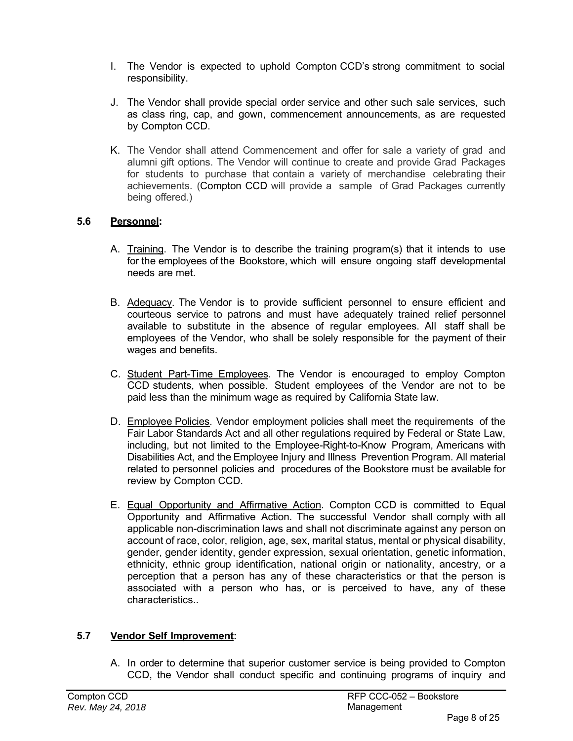I. The Vendor is expected to uphold Compton CCD's strong commitment to social responsibility.

J. The Vendor shall provide special order service and other such sale services, such as class ring, cap, and gown, commencement announcements, as are requested by Compton CCD.

K. The Vendor shall attend Commencement and offer for sale a variety of grad and alumni gift options. The Vendor will continue to create and provide Grad Packages for students to purchase that contain a variety of merchandise celebrating their achievements. (Compton CCD will provide a sample of Grad Packages currently being offered.)

### 5.6 **Personnel:**

A. Training. The Vendor is to describe the training program(s) that it intends to use for the employees of the Bookstore, which will ensure ongoing staff developmental needs are met.

B. Adequacy. The Vendor is to provide sufficient personnel to ensure efficient and courteous service to patrons and must have adequately trained relief personnel available to substitute in the absence of regular employees. All staff shall be employees of the Vendor, who shall be solely responsible for the payment of their wages and benefits.

C. Student Part-Time Employees. The Vendor is encouraged to employ Compton CCD students, when possible. Student employees of the Vendor are not to be paid less than the minimum wage as required by California State law.

D. Employee Policies. Vendor employment policies shall meet the requirements of the Fair Labor Standards Act and all other regulations required by Federal or State Law, including, but not limited to the Employee-Right-to-Know Program, Americans with Disabilities Act, and the Employee Injury and Illness Prevention Program. All material related to personnel policies and procedures of the Bookstore must be available for review by Compton CCD.

E. Equal Opportunity and Affirmative Action. Compton CCD is committed to Equal Opportunity and Affirmative Action. The successful Vendor shall comply with all applicable non-discrimination laws and shall not discriminate against any person on account of race, color, religion, age, sex, marital status, mental or physical disability, gender, gender identity, gender expression, sexual orientation, genetic information, ethnicity, ethnic group identification, national origin or nationality, ancestry, or a perception that a person has any of these characteristics or that the person is associated with a person who has, or is perceived to have, any of these characteristics..

### 5.7 **Vendor Self Improvement:**

A. In order to determine that superior customer service is being provided to Compton CCD, the Vendor shall conduct specific and continuing programs of inquiry and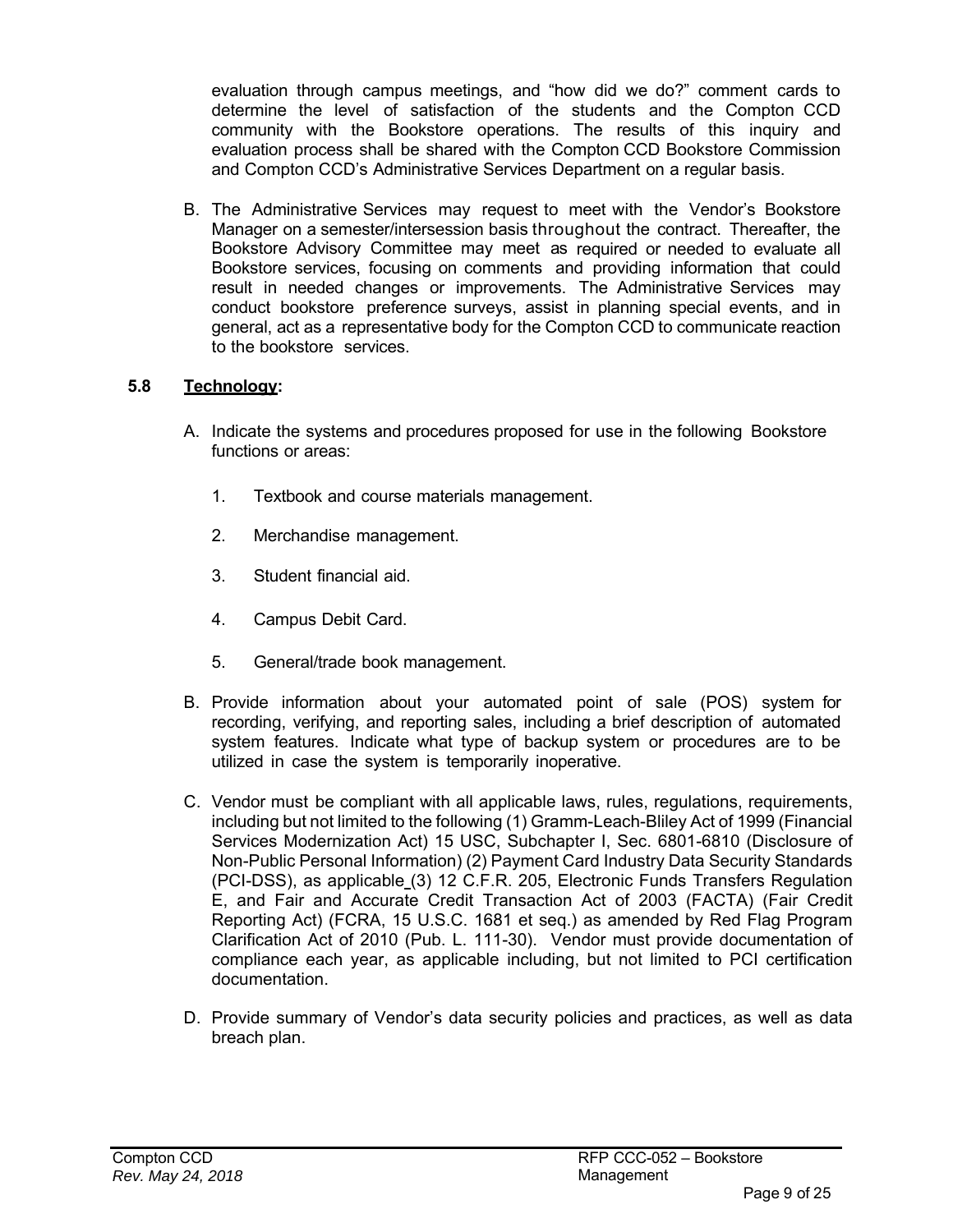evaluation through campus meetings, and "how did we do?" comment cards to determine the level of satisfaction of the students and the Compton CCD community with the Bookstore operations. The results of this inquiry and evaluation process shall be shared with the Compton CCD Bookstore Commission and Compton CCD's Administrative Services Department on a regular basis.

B. The Administrative Services may request to meet with the Vendor's Bookstore Manager on a semester/intersession basis throughout the contract. Thereafter, the Bookstore Advisory Committee may meet as required or needed to evaluate all Bookstore services, focusing on comments and providing information that could result in needed changes or improvements. The Administrative Services may conduct bookstore preference surveys, assist in planning special events, and in general, act as a representative body for the Compton CCD to communicate reaction to the bookstore services.

### 5.8 **Technology:**

A. Indicate the systems and procedures proposed for use in the following Bookstore functions or areas:

1. Textbook and course materials management.
2. Merchandise management.
3. Student financial aid.
4. Campus Debit Card.
5. General/trade book management.

B. Provide information about your automated point of sale (POS) system for recording, verifying, and reporting sales, including a brief description of automated system features. Indicate what type of backup system or procedures are to be utilized in case the system is temporarily inoperative.

C. Vendor must be compliant with all applicable laws, rules, regulations, requirements, including but not limited to the following (1) Gramm-Leach-Bliley Act of 1999 (Financial Services Modernization Act) 15 USC, Subchapter I, Sec. 6801-6810 (Disclosure of Non-Public Personal Information) (2) Payment Card Industry Data Security Standards (PCI-DSS), as applicable (3) 12 C.F.R. 205, Electronic Funds Transfers Regulation E, and Fair and Accurate Credit Transaction Act of 2003 (FACTA) (Fair Credit Reporting Act) (FCRA, 15 U.S.C. 1681 et seq.) as amended by Red Flag Program Clarification Act of 2010 (Pub. L. 111-30). Vendor must provide documentation of compliance each year, as applicable including, but not limited to PCI certification documentation.

D. Provide summary of Vendor's data security policies and practices, as well as data breach plan.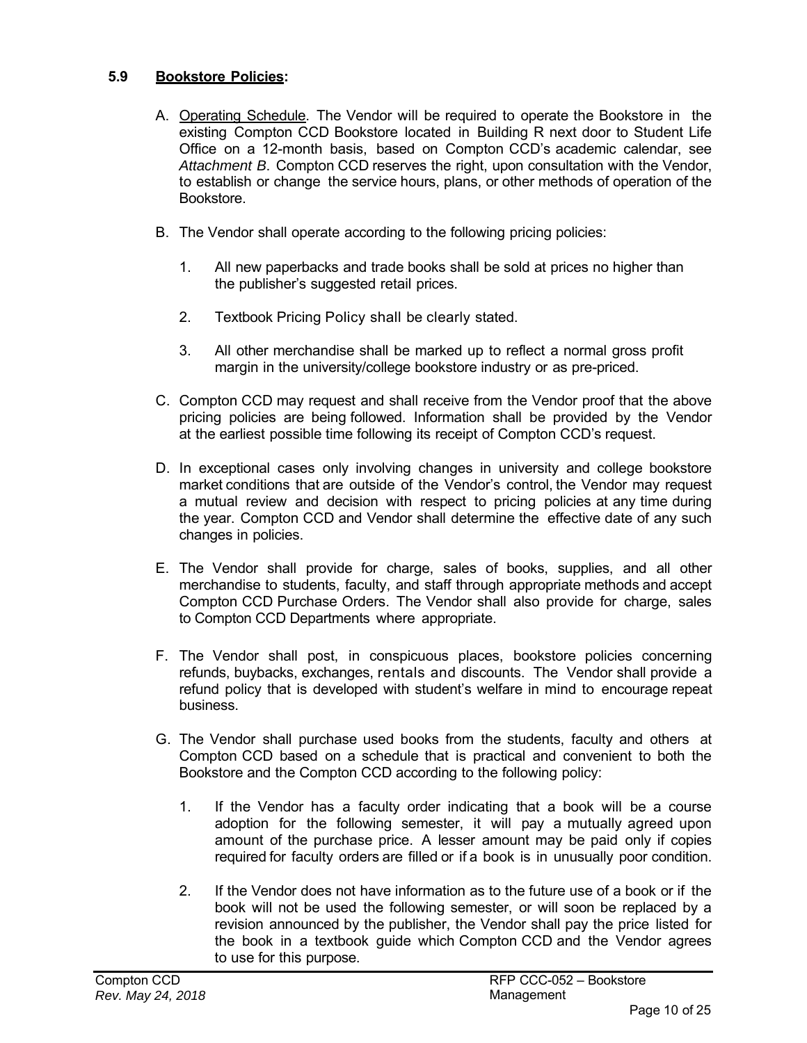### 5.9 **Bookstore Policies:**

A. Operating Schedule. The Vendor will be required to operate the Bookstore in the existing Compton CCD Bookstore located in Building R next door to Student Life Office on a 12-month basis, based on Compton CCD's academic calendar, see *Attachment B*. Compton CCD reserves the right, upon consultation with the Vendor, to establish or change the service hours, plans, or other methods of operation of the Bookstore.

B. The Vendor shall operate according to the following pricing policies:

   1. All new paperbacks and trade books shall be sold at prices no higher than the publisher's suggested retail prices.

   2. Textbook Pricing Policy shall be clearly stated.

   3. All other merchandise shall be marked up to reflect a normal gross profit margin in the university/college bookstore industry or as pre-priced.

C. Compton CCD may request and shall receive from the Vendor proof that the above pricing policies are being followed. Information shall be provided by the Vendor at the earliest possible time following its receipt of Compton CCD's request.

D. In exceptional cases only involving changes in university and college bookstore market conditions that are outside of the Vendor's control, the Vendor may request a mutual review and decision with respect to pricing policies at any time during the year. Compton CCD and Vendor shall determine the effective date of any such changes in policies.

E. The Vendor shall provide for charge, sales of books, supplies, and all other merchandise to students, faculty, and staff through appropriate methods and accept Compton CCD Purchase Orders. The Vendor shall also provide for charge, sales to Compton CCD Departments where appropriate.

F. The Vendor shall post, in conspicuous places, bookstore policies concerning refunds, buybacks, exchanges, rentals and discounts. The Vendor shall provide a refund policy that is developed with student's welfare in mind to encourage repeat business.

G. The Vendor shall purchase used books from the students, faculty and others at Compton CCD based on a schedule that is practical and convenient to both the Bookstore and the Compton CCD according to the following policy:

   1. If the Vendor has a faculty order indicating that a book will be a course adoption for the following semester, it will pay a mutually agreed upon amount of the purchase price. A lesser amount may be paid only if copies required for faculty orders are filled or if a book is in unusually poor condition.

   2. If the Vendor does not have information as to the future use of a book or if the book will not be used the following semester, or will soon be replaced by a revision announced by the publisher, the Vendor shall pay the price listed for the book in a textbook guide which Compton CCD and the Vendor agrees to use for this purpose.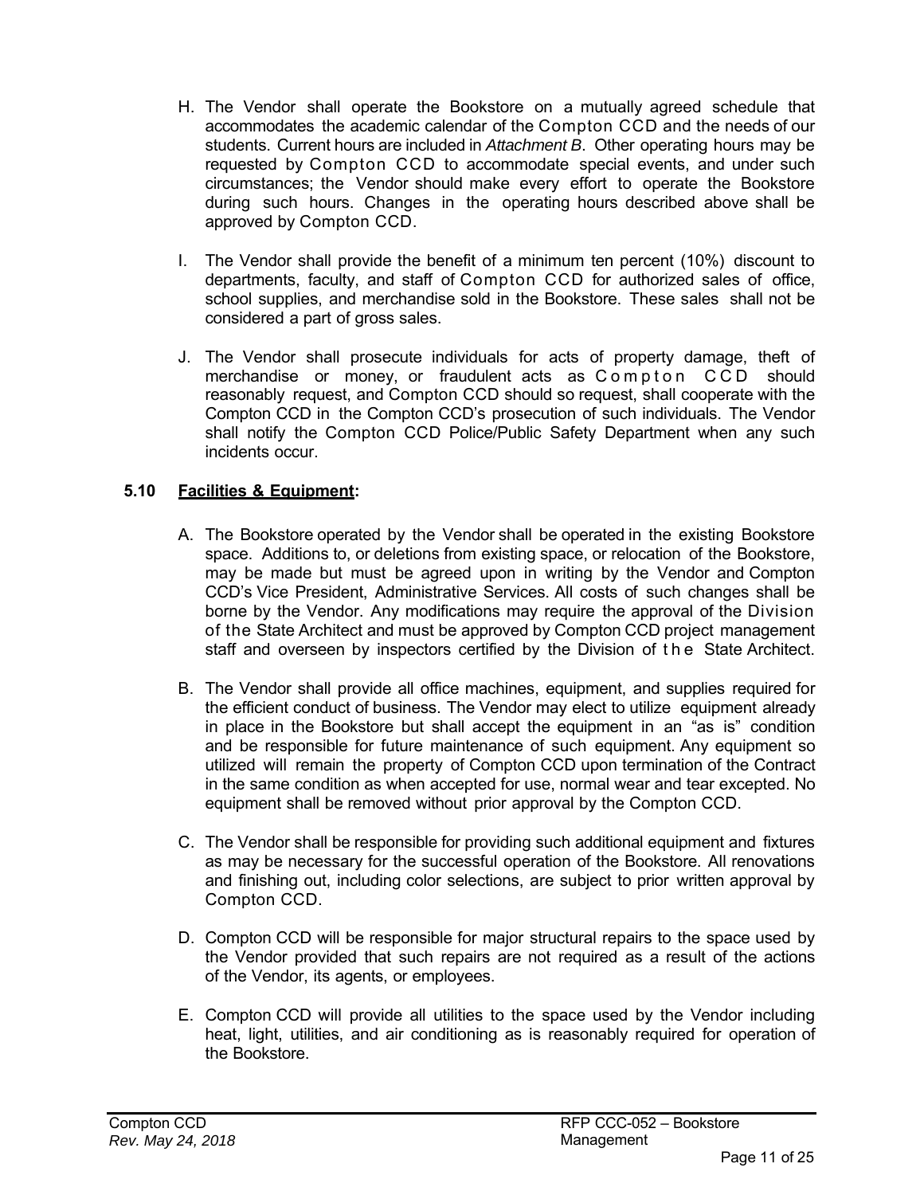H. The Vendor shall operate the Bookstore on a mutually agreed schedule that accommodates the academic calendar of the Compton CCD and the needs of our students. Current hours are included in *Attachment B*. Other operating hours may be requested by Compton CCD to accommodate special events, and under such circumstances; the Vendor should make every effort to operate the Bookstore during such hours. Changes in the operating hours described above shall be approved by Compton CCD.

I. The Vendor shall provide the benefit of a minimum ten percent (10%) discount to departments, faculty, and staff of Compton CCD for authorized sales of office, school supplies, and merchandise sold in the Bookstore. These sales shall not be considered a part of gross sales.

J. The Vendor shall prosecute individuals for acts of property damage, theft of merchandise or money, or fraudulent acts as Compton CCD should reasonably request, and Compton CCD should so request, shall cooperate with the Compton CCD in the Compton CCD's prosecution of such individuals. The Vendor shall notify the Compton CCD Police/Public Safety Department when any such incidents occur.

## 5.10 **Facilities & Equipment:**

A. The Bookstore operated by the Vendor shall be operated in the existing Bookstore space. Additions to, or deletions from existing space, or relocation of the Bookstore, may be made but must be agreed upon in writing by the Vendor and Compton CCD's Vice President, Administrative Services. All costs of such changes shall be borne by the Vendor. Any modifications may require the approval of the Division of the State Architect and must be approved by Compton CCD project management staff and overseen by inspectors certified by the Division of the State Architect.

B. The Vendor shall provide all office machines, equipment, and supplies required for the efficient conduct of business. The Vendor may elect to utilize equipment already in place in the Bookstore but shall accept the equipment in an "as is" condition and be responsible for future maintenance of such equipment. Any equipment so utilized will remain the property of Compton CCD upon termination of the Contract in the same condition as when accepted for use, normal wear and tear excepted. No equipment shall be removed without prior approval by the Compton CCD.

C. The Vendor shall be responsible for providing such additional equipment and fixtures as may be necessary for the successful operation of the Bookstore. All renovations and finishing out, including color selections, are subject to prior written approval by Compton CCD.

D. Compton CCD will be responsible for major structural repairs to the space used by the Vendor provided that such repairs are not required as a result of the actions of the Vendor, its agents, or employees.

E. Compton CCD will provide all utilities to the space used by the Vendor including heat, light, utilities, and air conditioning as is reasonably required for operation of the Bookstore.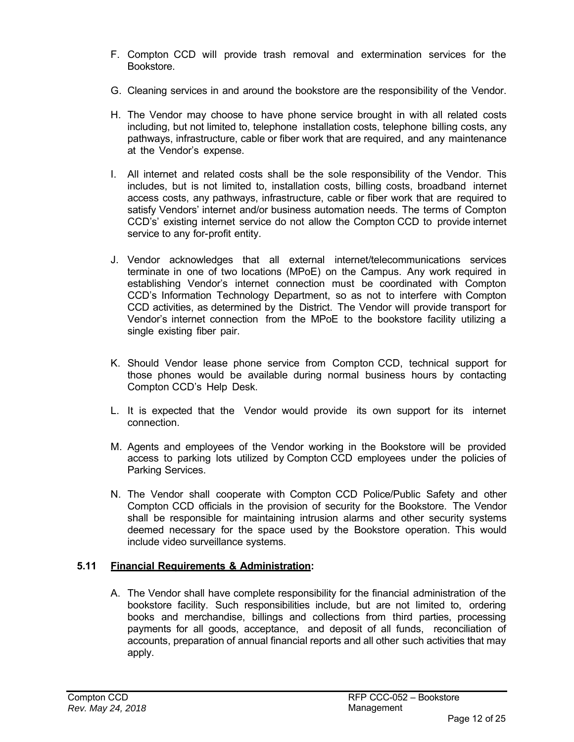F. Compton CCD will provide trash removal and extermination services for the Bookstore.

G. Cleaning services in and around the bookstore are the responsibility of the Vendor.

H. The Vendor may choose to have phone service brought in with all related costs including, but not limited to, telephone installation costs, telephone billing costs, any pathways, infrastructure, cable or fiber work that are required, and any maintenance at the Vendor's expense.

I. All internet and related costs shall be the sole responsibility of the Vendor. This includes, but is not limited to, installation costs, billing costs, broadband internet access costs, any pathways, infrastructure, cable or fiber work that are required to satisfy Vendors' internet and/or business automation needs. The terms of Compton CCD's' existing internet service do not allow the Compton CCD to provide internet service to any for-profit entity.

J. Vendor acknowledges that all external internet/telecommunications services terminate in one of two locations (MPoE) on the Campus. Any work required in establishing Vendor's internet connection must be coordinated with Compton CCD's Information Technology Department, so as not to interfere with Compton CCD activities, as determined by the District. The Vendor will provide transport for Vendor's internet connection from the MPoE to the bookstore facility utilizing a single existing fiber pair.

K. Should Vendor lease phone service from Compton CCD, technical support for those phones would be available during normal business hours by contacting Compton CCD's Help Desk.

L. It is expected that the Vendor would provide its own support for its internet connection.

M. Agents and employees of the Vendor working in the Bookstore will be provided access to parking lots utilized by Compton CCD employees under the policies of Parking Services.

N. The Vendor shall cooperate with Compton CCD Police/Public Safety and other Compton CCD officials in the provision of security for the Bookstore. The Vendor shall be responsible for maintaining intrusion alarms and other security systems deemed necessary for the space used by the Bookstore operation. This would include video surveillance systems.

### 5.11 Financial Requirements & Administration:

A. The Vendor shall have complete responsibility for the financial administration of the bookstore facility. Such responsibilities include, but are not limited to, ordering books and merchandise, billings and collections from third parties, processing payments for all goods, acceptance, and deposit of all funds, reconciliation of accounts, preparation of annual financial reports and all other such activities that may apply.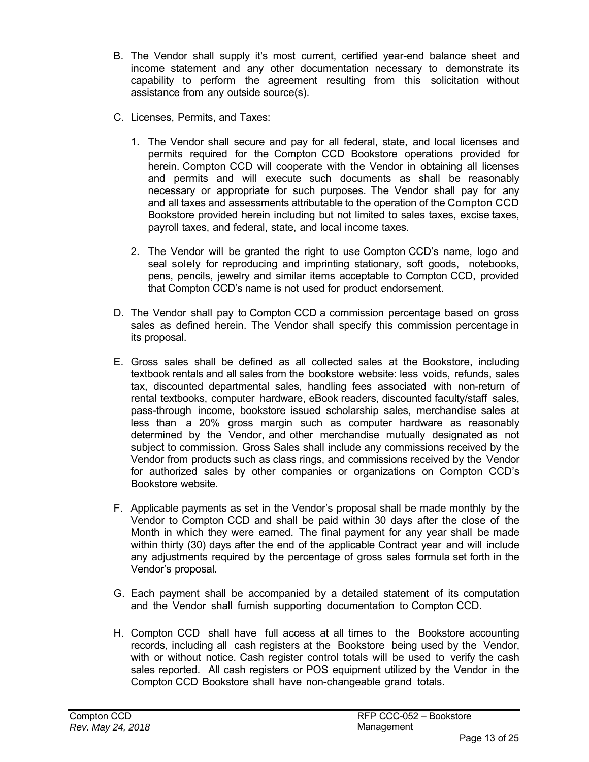B. The Vendor shall supply it's most current, certified year-end balance sheet and income statement and any other documentation necessary to demonstrate its capability to perform the agreement resulting from this solicitation without assistance from any outside source(s).

C. Licenses, Permits, and Taxes:

   1. The Vendor shall secure and pay for all federal, state, and local licenses and permits required for the Compton CCD Bookstore operations provided for herein. Compton CCD will cooperate with the Vendor in obtaining all licenses and permits and will execute such documents as shall be reasonably necessary or appropriate for such purposes. The Vendor shall pay for any and all taxes and assessments attributable to the operation of the Compton CCD Bookstore provided herein including but not limited to sales taxes, excise taxes, payroll taxes, and federal, state, and local income taxes.

   2. The Vendor will be granted the right to use Compton CCD's name, logo and seal solely for reproducing and imprinting stationary, soft goods, notebooks, pens, pencils, jewelry and similar items acceptable to Compton CCD, provided that Compton CCD's name is not used for product endorsement.

D. The Vendor shall pay to Compton CCD a commission percentage based on gross sales as defined herein. The Vendor shall specify this commission percentage in its proposal.

E. Gross sales shall be defined as all collected sales at the Bookstore, including textbook rentals and all sales from the bookstore website: less voids, refunds, sales tax, discounted departmental sales, handling fees associated with non-return of rental textbooks, computer hardware, eBook readers, discounted faculty/staff sales, pass-through income, bookstore issued scholarship sales, merchandise sales at less than a 20% gross margin such as computer hardware as reasonably determined by the Vendor, and other merchandise mutually designated as not subject to commission. Gross Sales shall include any commissions received by the Vendor from products such as class rings, and commissions received by the Vendor for authorized sales by other companies or organizations on Compton CCD's Bookstore website.

F. Applicable payments as set in the Vendor's proposal shall be made monthly by the Vendor to Compton CCD and shall be paid within 30 days after the close of the Month in which they were earned. The final payment for any year shall be made within thirty (30) days after the end of the applicable Contract year and will include any adjustments required by the percentage of gross sales formula set forth in the Vendor's proposal.

G. Each payment shall be accompanied by a detailed statement of its computation and the Vendor shall furnish supporting documentation to Compton CCD.

H. Compton CCD shall have full access at all times to the Bookstore accounting records, including all cash registers at the Bookstore being used by the Vendor, with or without notice. Cash register control totals will be used to verify the cash sales reported. All cash registers or POS equipment utilized by the Vendor in the Compton CCD Bookstore shall have non-changeable grand totals.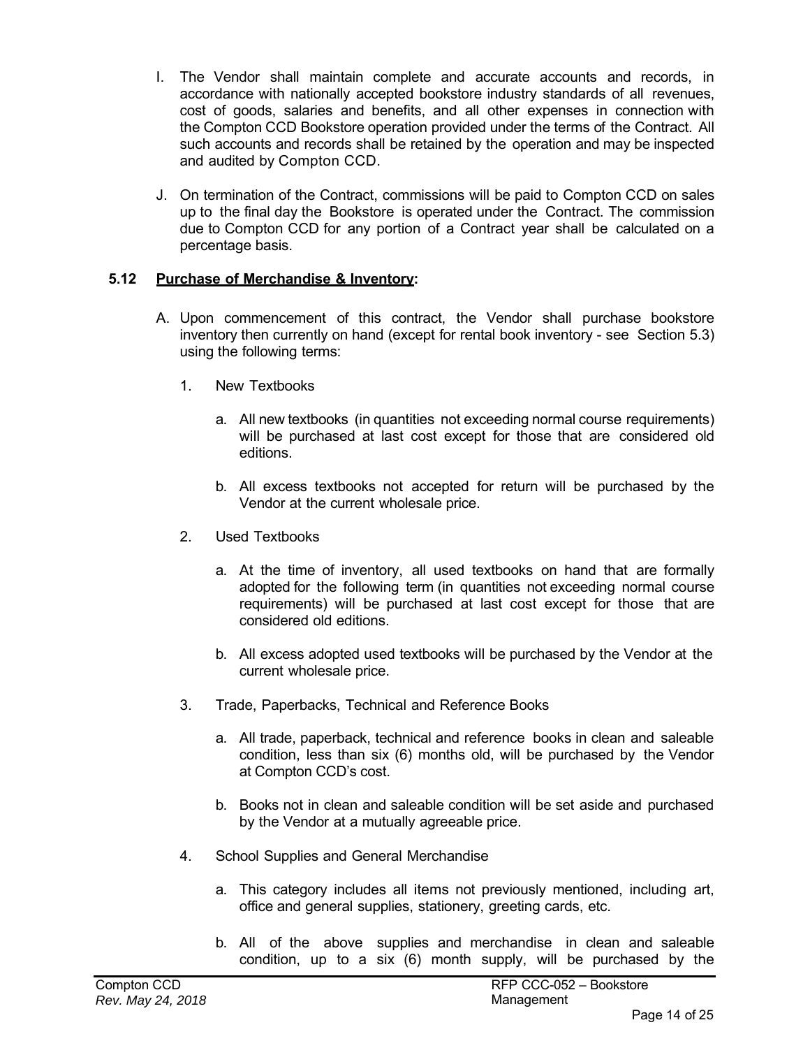I. The Vendor shall maintain complete and accurate accounts and records, in accordance with nationally accepted bookstore industry standards of all revenues, cost of goods, salaries and benefits, and all other expenses in connection with the Compton CCD Bookstore operation provided under the terms of the Contract. All such accounts and records shall be retained by the operation and may be inspected and audited by Compton CCD.

J. On termination of the Contract, commissions will be paid to Compton CCD on sales up to the final day the Bookstore is operated under the Contract. The commission due to Compton CCD for any portion of a Contract year shall be calculated on a percentage basis.

**5.12 Purchase of Merchandise & Inventory:**

A. Upon commencement of this contract, the Vendor shall purchase bookstore inventory then currently on hand (except for rental book inventory - see Section 5.3) using the following terms:

1. New Textbooks

   a. All new textbooks (in quantities not exceeding normal course requirements) will be purchased at last cost except for those that are considered old editions.

   b. All excess textbooks not accepted for return will be purchased by the Vendor at the current wholesale price.

2. Used Textbooks

   a. At the time of inventory, all used textbooks on hand that are formally adopted for the following term (in quantities not exceeding normal course requirements) will be purchased at last cost except for those that are considered old editions.

   b. All excess adopted used textbooks will be purchased by the Vendor at the current wholesale price.

3. Trade, Paperbacks, Technical and Reference Books

   a. All trade, paperback, technical and reference books in clean and saleable condition, less than six (6) months old, will be purchased by the Vendor at Compton CCD's cost.

   b. Books not in clean and saleable condition will be set aside and purchased by the Vendor at a mutually agreeable price.

4. School Supplies and General Merchandise

   a. This category includes all items not previously mentioned, including art, office and general supplies, stationery, greeting cards, etc.

   b. All of the above supplies and merchandise in clean and saleable condition, up to a six (6) month supply, will be purchased by the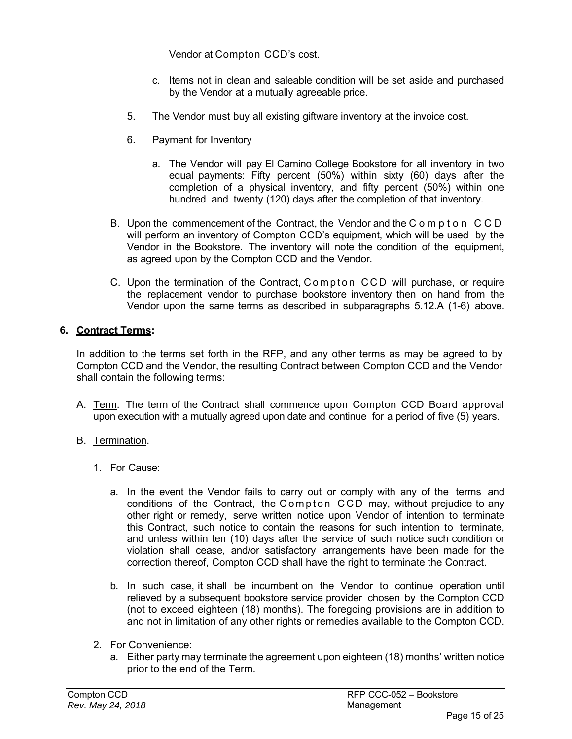Vendor at Compton CCD's cost.

c. Items not in clean and saleable condition will be set aside and purchased by the Vendor at a mutually agreeable price.

5. The Vendor must buy all existing giftware inventory at the invoice cost.

6. Payment for Inventory

   a. The Vendor will pay El Camino College Bookstore for all inventory in two equal payments: Fifty percent (50%) within sixty (60) days after the completion of a physical inventory, and fifty percent (50%) within one hundred and twenty (120) days after the completion of that inventory.

B. Upon the commencement of the Contract, the Vendor and the Compton CCD will perform an inventory of Compton CCD's equipment, which will be used by the Vendor in the Bookstore. The inventory will note the condition of the equipment, as agreed upon by the Compton CCD and the Vendor.

C. Upon the termination of the Contract, Compton CCD will purchase, or require the replacement vendor to purchase bookstore inventory then on hand from the Vendor upon the same terms as described in subparagraphs 5.12.A (1-6) above.

**6. Contract Terms:**

In addition to the terms set forth in the RFP, and any other terms as may be agreed to by Compton CCD and the Vendor, the resulting Contract between Compton CCD and the Vendor shall contain the following terms:

A. Term. The term of the Contract shall commence upon Compton CCD Board approval upon execution with a mutually agreed upon date and continue for a period of five (5) years.

B. Termination.

1. For Cause:

   a. In the event the Vendor fails to carry out or comply with any of the terms and conditions of the Contract, the Compton CCD may, without prejudice to any other right or remedy, serve written notice upon Vendor of intention to terminate this Contract, such notice to contain the reasons for such intention to terminate, and unless within ten (10) days after the service of such notice such condition or violation shall cease, and/or satisfactory arrangements have been made for the correction thereof, Compton CCD shall have the right to terminate the Contract.

   b. In such case, it shall be incumbent on the Vendor to continue operation until relieved by a subsequent bookstore service provider chosen by the Compton CCD (not to exceed eighteen (18) months). The foregoing provisions are in addition to and not in limitation of any other rights or remedies available to the Compton CCD.

2. For Convenience:

   a. Either party may terminate the agreement upon eighteen (18) months' written notice prior to the end of the Term.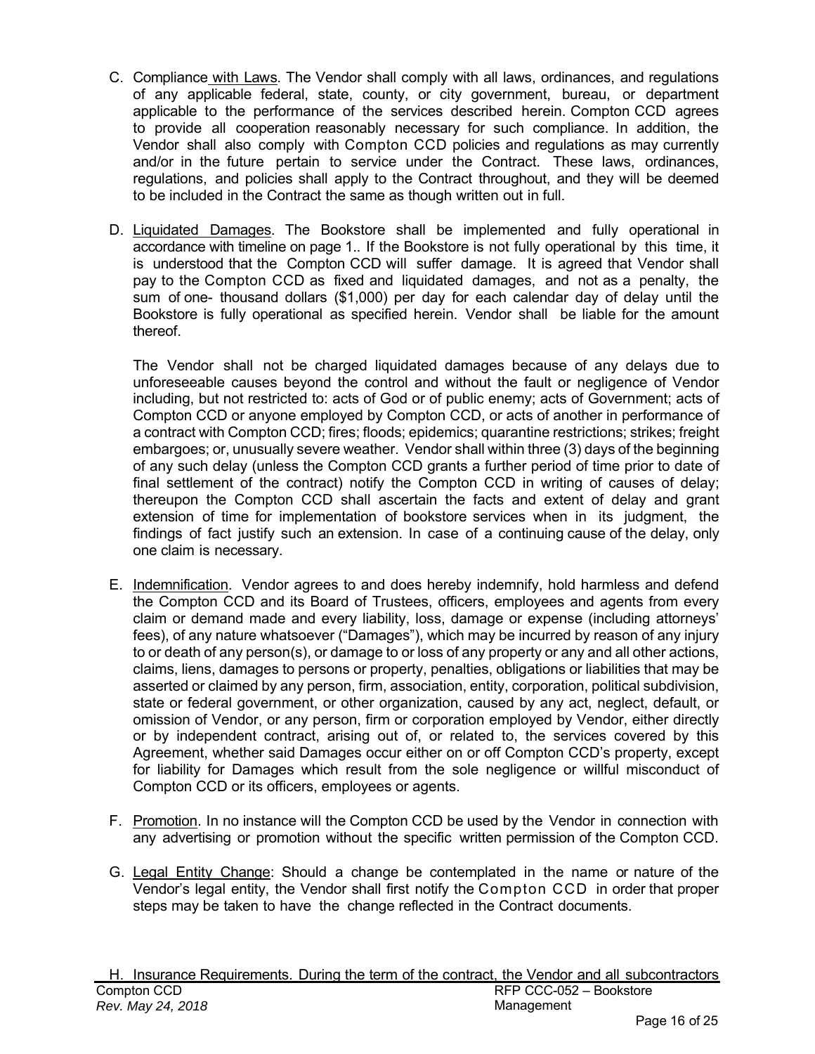C. Compliance with Laws. The Vendor shall comply with all laws, ordinances, and regulations of any applicable federal, state, county, or city government, bureau, or department applicable to the performance of the services described herein. Compton CCD agrees to provide all cooperation reasonably necessary for such compliance. In addition, the Vendor shall also comply with Compton CCD policies and regulations as may currently and/or in the future pertain to service under the Contract. These laws, ordinances, regulations, and policies shall apply to the Contract throughout, and they will be deemed to be included in the Contract the same as though written out in full.

D. Liquidated Damages. The Bookstore shall be implemented and fully operational in accordance with timeline on page 1.. If the Bookstore is not fully operational by this time, it is understood that the Compton CCD will suffer damage. It is agreed that Vendor shall pay to the Compton CCD as fixed and liquidated damages, and not as a penalty, the sum of one- thousand dollars ($1,000) per day for each calendar day of delay until the Bookstore is fully operational as specified herein. Vendor shall be liable for the amount thereof.

   The Vendor shall not be charged liquidated damages because of any delays due to unforeseeable causes beyond the control and without the fault or negligence of Vendor including, but not restricted to: acts of God or of public enemy; acts of Government; acts of Compton CCD or anyone employed by Compton CCD, or acts of another in performance of a contract with Compton CCD; fires; floods; epidemics; quarantine restrictions; strikes; freight embargoes; or, unusually severe weather. Vendor shall within three (3) days of the beginning of any such delay (unless the Compton CCD grants a further period of time prior to date of final settlement of the contract) notify the Compton CCD in writing of causes of delay; thereupon the Compton CCD shall ascertain the facts and extent of delay and grant extension of time for implementation of bookstore services when in its judgment, the findings of fact justify such an extension. In case of a continuing cause of the delay, only one claim is necessary.

E. Indemnification. Vendor agrees to and does hereby indemnify, hold harmless and defend the Compton CCD and its Board of Trustees, officers, employees and agents from every claim or demand made and every liability, loss, damage or expense (including attorneys' fees), of any nature whatsoever ("Damages"), which may be incurred by reason of any injury to or death of any person(s), or damage to or loss of any property or any and all other actions, claims, liens, damages to persons or property, penalties, obligations or liabilities that may be asserted or claimed by any person, firm, association, entity, corporation, political subdivision, state or federal government, or other organization, caused by any act, neglect, default, or omission of Vendor, or any person, firm or corporation employed by Vendor, either directly or by independent contract, arising out of, or related to, the services covered by this Agreement, whether said Damages occur either on or off Compton CCD's property, except for liability for Damages which result from the sole negligence or willful misconduct of Compton CCD or its officers, employees or agents.

F. Promotion. In no instance will the Compton CCD be used by the Vendor in connection with any advertising or promotion without the specific written permission of the Compton CCD.

G. Legal Entity Change: Should a change be contemplated in the name or nature of the Vendor's legal entity, the Vendor shall first notify the Compton CCD in order that proper steps may be taken to have the change reflected in the Contract documents.

H. Insurance Requirements. During the term of the contract, the Vendor and all subcontractors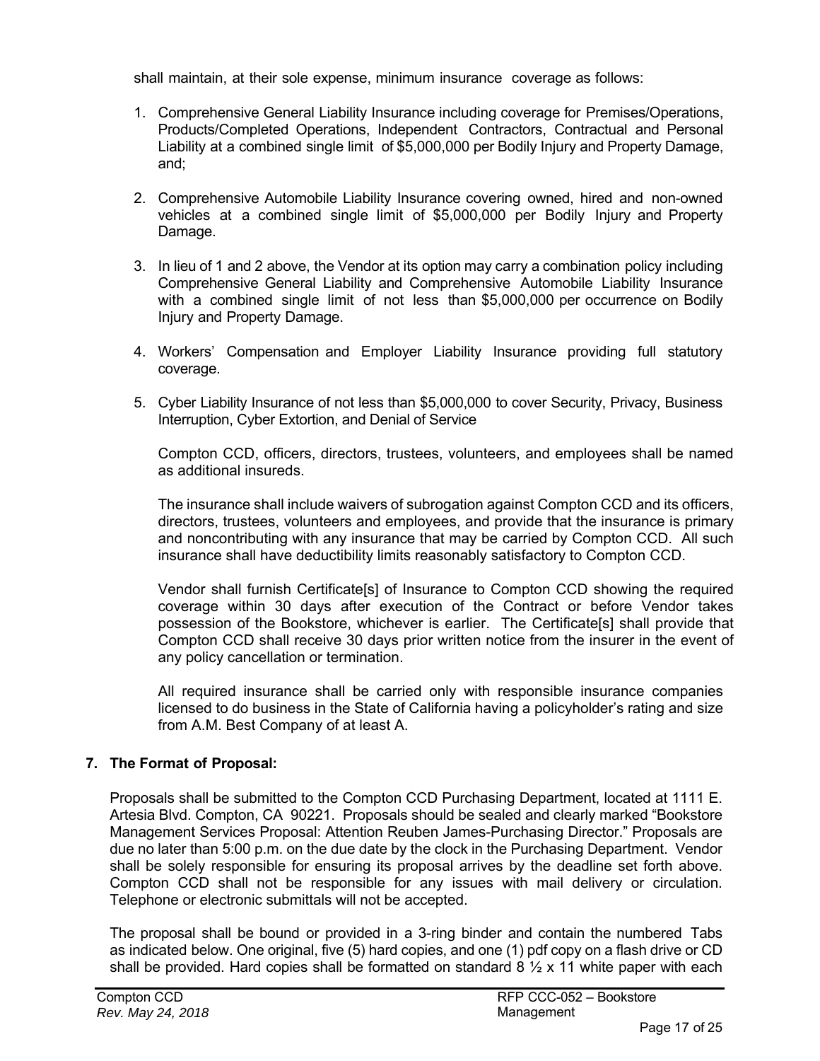shall maintain, at their sole expense, minimum insurance coverage as follows:

1. Comprehensive General Liability Insurance including coverage for Premises/Operations, Products/Completed Operations, Independent Contractors, Contractual and Personal Liability at a combined single limit of $5,000,000 per Bodily Injury and Property Damage, and;

2. Comprehensive Automobile Liability Insurance covering owned, hired and non-owned vehicles at a combined single limit of $5,000,000 per Bodily Injury and Property Damage.

3. In lieu of 1 and 2 above, the Vendor at its option may carry a combination policy including Comprehensive General Liability and Comprehensive Automobile Liability Insurance with a combined single limit of not less than $5,000,000 per occurrence on Bodily Injury and Property Damage.

4. Workers' Compensation and Employer Liability Insurance providing full statutory coverage.

5. Cyber Liability Insurance of not less than $5,000,000 to cover Security, Privacy, Business Interruption, Cyber Extortion, and Denial of Service

   Compton CCD, officers, directors, trustees, volunteers, and employees shall be named as additional insureds.

   The insurance shall include waivers of subrogation against Compton CCD and its officers, directors, trustees, volunteers and employees, and provide that the insurance is primary and noncontributing with any insurance that may be carried by Compton CCD. All such insurance shall have deductibility limits reasonably satisfactory to Compton CCD.

   Vendor shall furnish Certificate[s] of Insurance to Compton CCD showing the required coverage within 30 days after execution of the Contract or before Vendor takes possession of the Bookstore, whichever is earlier. The Certificate[s] shall provide that Compton CCD shall receive 30 days prior written notice from the insurer in the event of any policy cancellation or termination.

   All required insurance shall be carried only with responsible insurance companies licensed to do business in the State of California having a policyholder's rating and size from A.M. Best Company of at least A.

### 7. The Format of Proposal:

Proposals shall be submitted to the Compton CCD Purchasing Department, located at 1111 E. Artesia Blvd. Compton, CA 90221. Proposals should be sealed and clearly marked "Bookstore Management Services Proposal: Attention Reuben James-Purchasing Director." Proposals are due no later than 5:00 p.m. on the due date by the clock in the Purchasing Department. Vendor shall be solely responsible for ensuring its proposal arrives by the deadline set forth above. Compton CCD shall not be responsible for any issues with mail delivery or circulation. Telephone or electronic submittals will not be accepted.

The proposal shall be bound or provided in a 3-ring binder and contain the numbered Tabs as indicated below. One original, five (5) hard copies, and one (1) pdf copy on a flash drive or CD shall be provided. Hard copies shall be formatted on standard 8 ½ x 11 white paper with each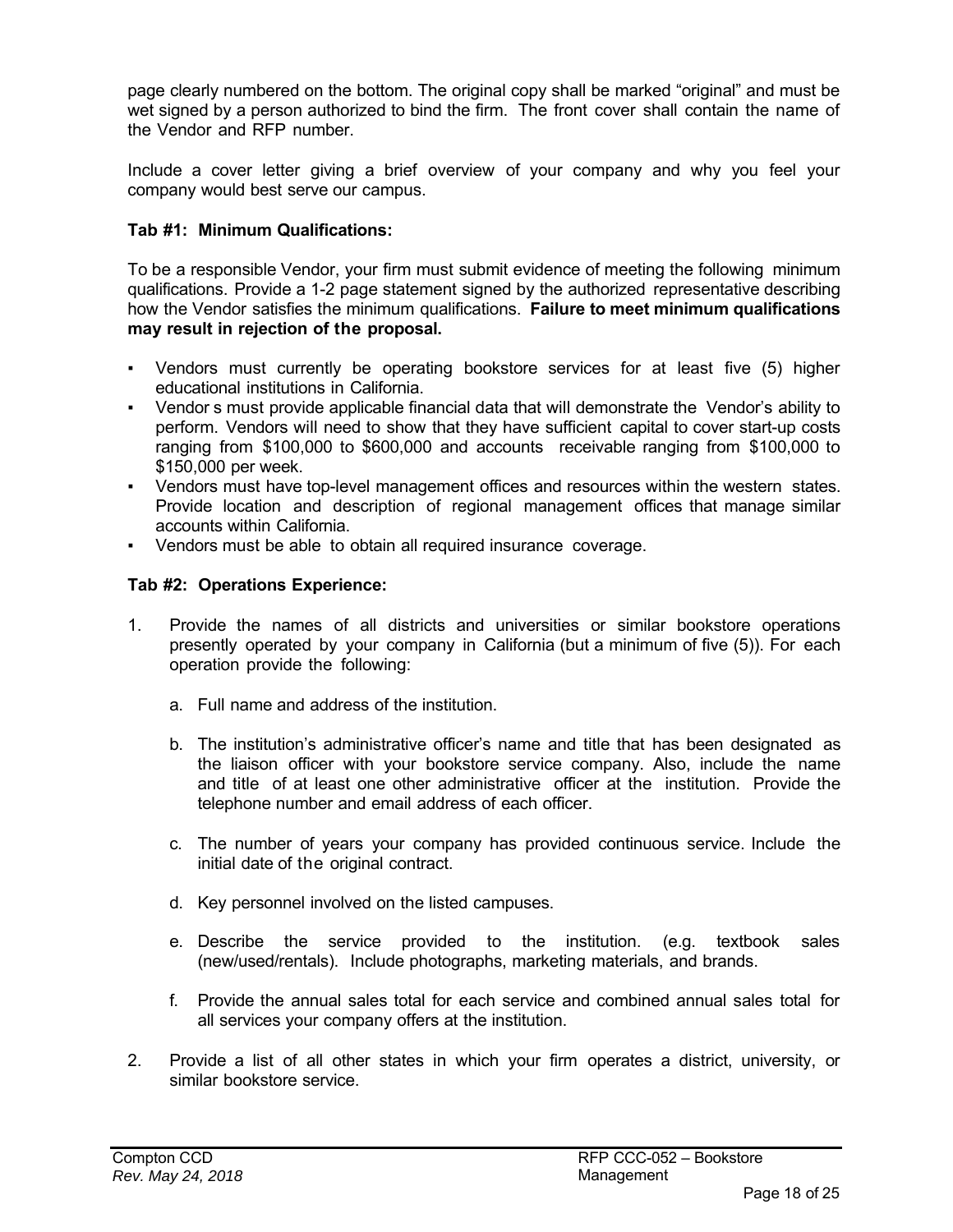page clearly numbered on the bottom. The original copy shall be marked "original" and must be wet signed by a person authorized to bind the firm. The front cover shall contain the name of the Vendor and RFP number.

Include a cover letter giving a brief overview of your company and why you feel your company would best serve our campus.

**Tab #1: Minimum Qualifications:**

To be a responsible Vendor, your firm must submit evidence of meeting the following minimum qualifications. Provide a 1-2 page statement signed by the authorized representative describing how the Vendor satisfies the minimum qualifications. **Failure to meet minimum qualifications may result in rejection of the proposal.**

- Vendors must currently be operating bookstore services for at least five (5) higher educational institutions in California.
- Vendor s must provide applicable financial data that will demonstrate the Vendor's ability to perform. Vendors will need to show that they have sufficient capital to cover start-up costs ranging from $100,000 to $600,000 and accounts receivable ranging from $100,000 to $150,000 per week.
- Vendors must have top-level management offices and resources within the western states. Provide location and description of regional management offices that manage similar accounts within California.
- Vendors must be able to obtain all required insurance coverage.

**Tab #2: Operations Experience:**

1. Provide the names of all districts and universities or similar bookstore operations presently operated by your company in California (but a minimum of five (5)). For each operation provide the following:

   a. Full name and address of the institution.

   b. The institution's administrative officer's name and title that has been designated as the liaison officer with your bookstore service company. Also, include the name and title of at least one other administrative officer at the institution. Provide the telephone number and email address of each officer.

   c. The number of years your company has provided continuous service. Include the initial date of the original contract.

   d. Key personnel involved on the listed campuses.

   e. Describe the service provided to the institution. (e.g. textbook sales (new/used/rentals). Include photographs, marketing materials, and brands.

   f. Provide the annual sales total for each service and combined annual sales total for all services your company offers at the institution.

2. Provide a list of all other states in which your firm operates a district, university, or similar bookstore service.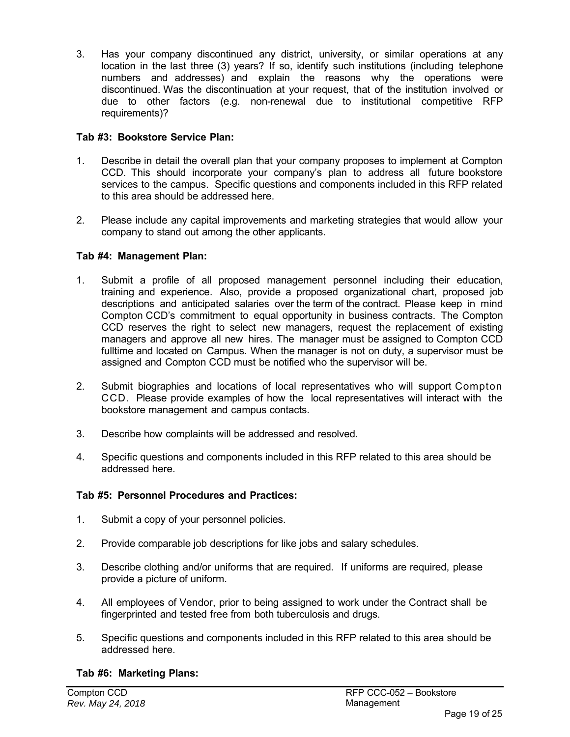3. Has your company discontinued any district, university, or similar operations at any location in the last three (3) years? If so, identify such institutions (including telephone numbers and addresses) and explain the reasons why the operations were discontinued. Was the discontinuation at your request, that of the institution involved or due to other factors (e.g. non-renewal due to institutional competitive RFP requirements)?

**Tab #3: Bookstore Service Plan:**

1. Describe in detail the overall plan that your company proposes to implement at Compton CCD. This should incorporate your company's plan to address all future bookstore services to the campus. Specific questions and components included in this RFP related to this area should be addressed here.

2. Please include any capital improvements and marketing strategies that would allow your company to stand out among the other applicants.

**Tab #4: Management Plan:**

1. Submit a profile of all proposed management personnel including their education, training and experience. Also, provide a proposed organizational chart, proposed job descriptions and anticipated salaries over the term of the contract. Please keep in mind Compton CCD's commitment to equal opportunity in business contracts. The Compton CCD reserves the right to select new managers, request the replacement of existing managers and approve all new hires. The manager must be assigned to Compton CCD fulltime and located on Campus. When the manager is not on duty, a supervisor must be assigned and Compton CCD must be notified who the supervisor will be.

2. Submit biographies and locations of local representatives who will support Compton CCD. Please provide examples of how the local representatives will interact with the bookstore management and campus contacts.

3. Describe how complaints will be addressed and resolved.

4. Specific questions and components included in this RFP related to this area should be addressed here.

**Tab #5: Personnel Procedures and Practices:**

1. Submit a copy of your personnel policies.

2. Provide comparable job descriptions for like jobs and salary schedules.

3. Describe clothing and/or uniforms that are required. If uniforms are required, please provide a picture of uniform.

4. All employees of Vendor, prior to being assigned to work under the Contract shall be fingerprinted and tested free from both tuberculosis and drugs.

5. Specific questions and components included in this RFP related to this area should be addressed here.

**Tab #6: Marketing Plans:**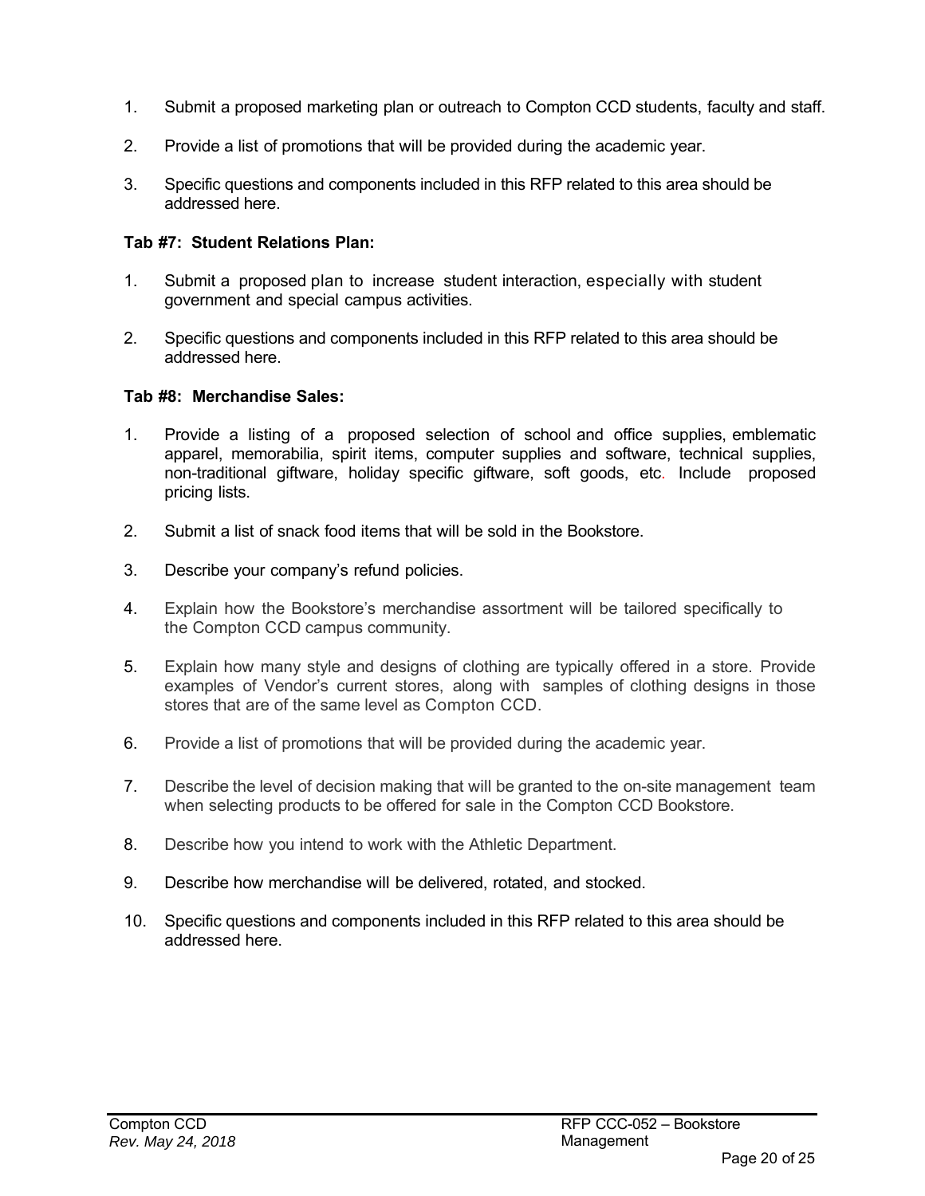1. Submit a proposed marketing plan or outreach to Compton CCD students, faculty and staff.
2. Provide a list of promotions that will be provided during the academic year.
3. Specific questions and components included in this RFP related to this area should be addressed here.

**Tab #7: Student Relations Plan:**

1. Submit a proposed plan to increase student interaction, especially with student government and special campus activities.
2. Specific questions and components included in this RFP related to this area should be addressed here.

**Tab #8: Merchandise Sales:**

1. Provide a listing of a proposed selection of school and office supplies, emblematic apparel, memorabilia, spirit items, computer supplies and software, technical supplies, non-traditional giftware, holiday specific giftware, soft goods, etc. Include proposed pricing lists.
2. Submit a list of snack food items that will be sold in the Bookstore.
3. Describe your company's refund policies.
4. Explain how the Bookstore's merchandise assortment will be tailored specifically to the Compton CCD campus community.
5. Explain how many style and designs of clothing are typically offered in a store. Provide examples of Vendor's current stores, along with samples of clothing designs in those stores that are of the same level as Compton CCD.
6. Provide a list of promotions that will be provided during the academic year.
7. Describe the level of decision making that will be granted to the on-site management team when selecting products to be offered for sale in the Compton CCD Bookstore.
8. Describe how you intend to work with the Athletic Department.
9. Describe how merchandise will be delivered, rotated, and stocked.
10. Specific questions and components included in this RFP related to this area should be addressed here.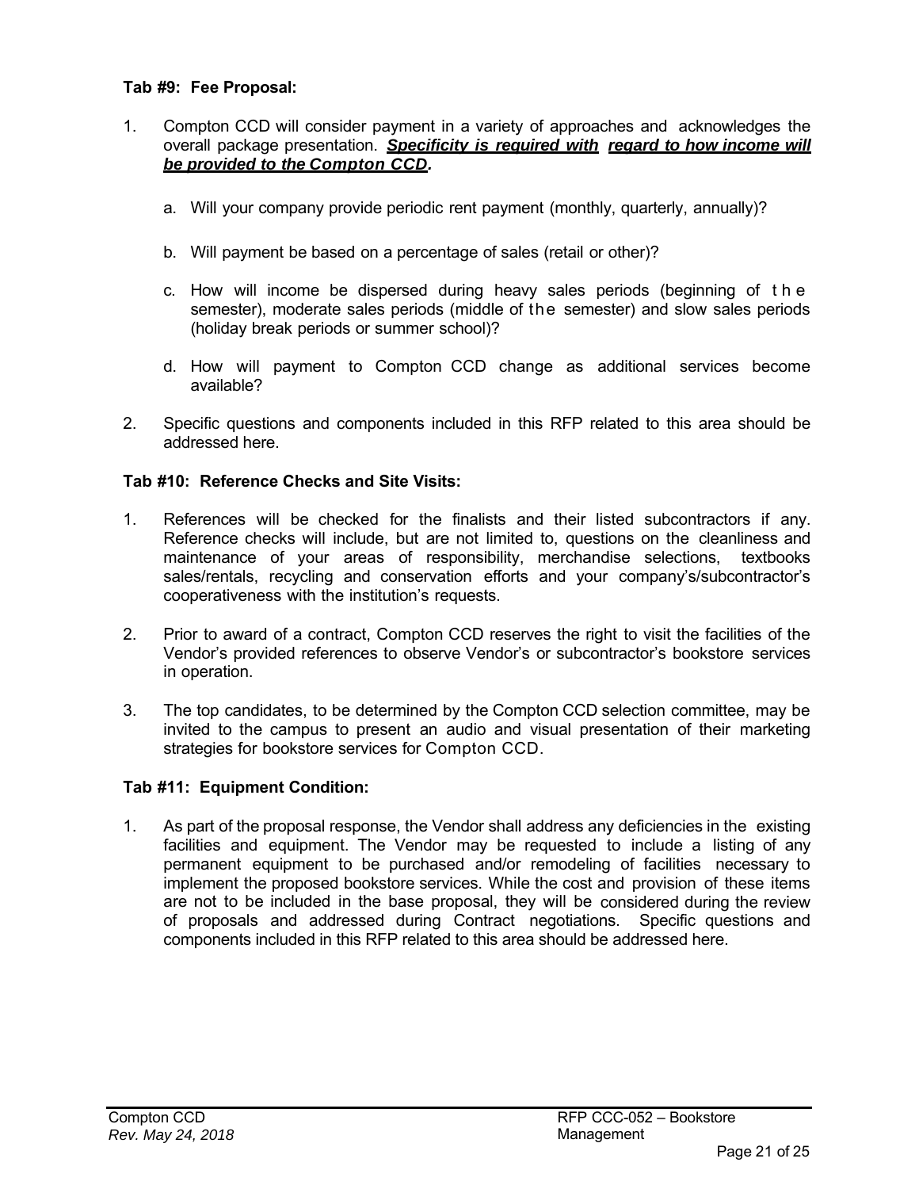**Tab #9: Fee Proposal:**

1. Compton CCD will consider payment in a variety of approaches and acknowledges the overall package presentation. ***Specificity is required with regard to how income will be provided to the Compton CCD.***

   a. Will your company provide periodic rent payment (monthly, quarterly, annually)?

   b. Will payment be based on a percentage of sales (retail or other)?

   c. How will income be dispersed during heavy sales periods (beginning of the semester), moderate sales periods (middle of the semester) and slow sales periods (holiday break periods or summer school)?

   d. How will payment to Compton CCD change as additional services become available?

2. Specific questions and components included in this RFP related to this area should be addressed here.

**Tab #10: Reference Checks and Site Visits:**

1. References will be checked for the finalists and their listed subcontractors if any. Reference checks will include, but are not limited to, questions on the cleanliness and maintenance of your areas of responsibility, merchandise selections, textbooks sales/rentals, recycling and conservation efforts and your company's/subcontractor's cooperativeness with the institution's requests.

2. Prior to award of a contract, Compton CCD reserves the right to visit the facilities of the Vendor's provided references to observe Vendor's or subcontractor's bookstore services in operation.

3. The top candidates, to be determined by the Compton CCD selection committee, may be invited to the campus to present an audio and visual presentation of their marketing strategies for bookstore services for Compton CCD.

**Tab #11: Equipment Condition:**

1. As part of the proposal response, the Vendor shall address any deficiencies in the existing facilities and equipment. The Vendor may be requested to include a listing of any permanent equipment to be purchased and/or remodeling of facilities necessary to implement the proposed bookstore services. While the cost and provision of these items are not to be included in the base proposal, they will be considered during the review of proposals and addressed during Contract negotiations. Specific questions and components included in this RFP related to this area should be addressed here.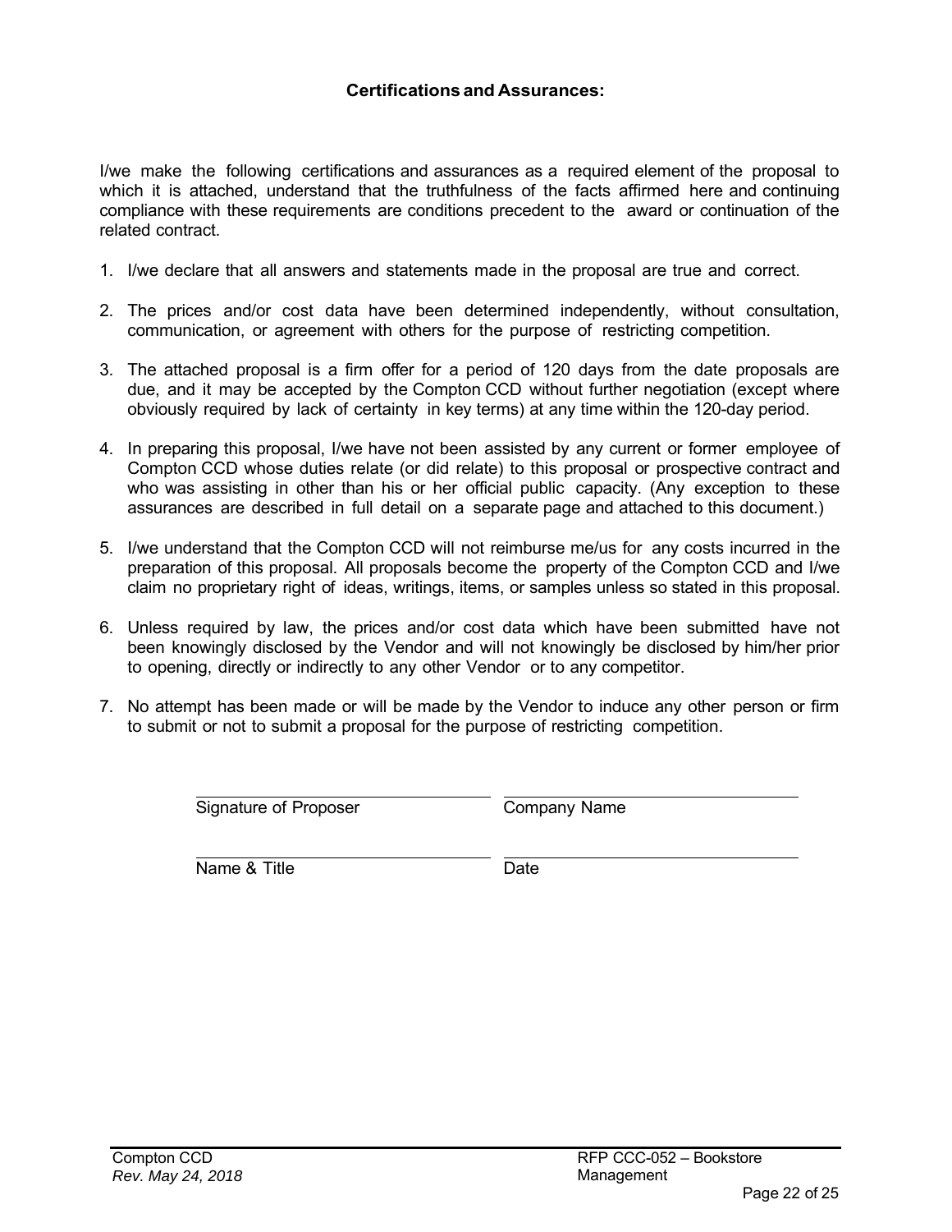## Certifications and Assurances:

I/we make the following certifications and assurances as a required element of the proposal to which it is attached, understand that the truthfulness of the facts affirmed here and continuing compliance with these requirements are conditions precedent to the award or continuation of the related contract.

1. I/we declare that all answers and statements made in the proposal are true and correct.
2. The prices and/or cost data have been determined independently, without consultation, communication, or agreement with others for the purpose of restricting competition.
3. The attached proposal is a firm offer for a period of 120 days from the date proposals are due, and it may be accepted by the Compton CCD without further negotiation (except where obviously required by lack of certainty in key terms) at any time within the 120-day period.
4. In preparing this proposal, I/we have not been assisted by any current or former employee of Compton CCD whose duties relate (or did relate) to this proposal or prospective contract and who was assisting in other than his or her official public capacity. (Any exception to these assurances are described in full detail on a separate page and attached to this document.)
5. I/we understand that the Compton CCD will not reimburse me/us for any costs incurred in the preparation of this proposal. All proposals become the property of the Compton CCD and I/we claim no proprietary right of ideas, writings, items, or samples unless so stated in this proposal.
6. Unless required by law, the prices and/or cost data which have been submitted have not been knowingly disclosed by the Vendor and will not knowingly be disclosed by him/her prior to opening, directly or indirectly to any other Vendor or to any competitor.
7. No attempt has been made or will be made by the Vendor to induce any other person or firm to submit or not to submit a proposal for the purpose of restricting competition.

| | |
|---|---|
| \_\_\_\_\_\_\_\_\_\_\_\_\_\_\_\_\_\_\_\_\_\_\_\_\_\_\_\_ | \_\_\_\_\_\_\_\_\_\_\_\_\_\_\_\_\_\_\_\_\_\_\_\_\_\_\_\_ |
| Signature of Proposer | Company Name |
| \_\_\_\_\_\_\_\_\_\_\_\_\_\_\_\_\_\_\_\_\_\_\_\_\_\_\_\_ | \_\_\_\_\_\_\_\_\_\_\_\_\_\_\_\_\_\_\_\_\_\_\_\_\_\_\_\_ |
| Name & Title | Date |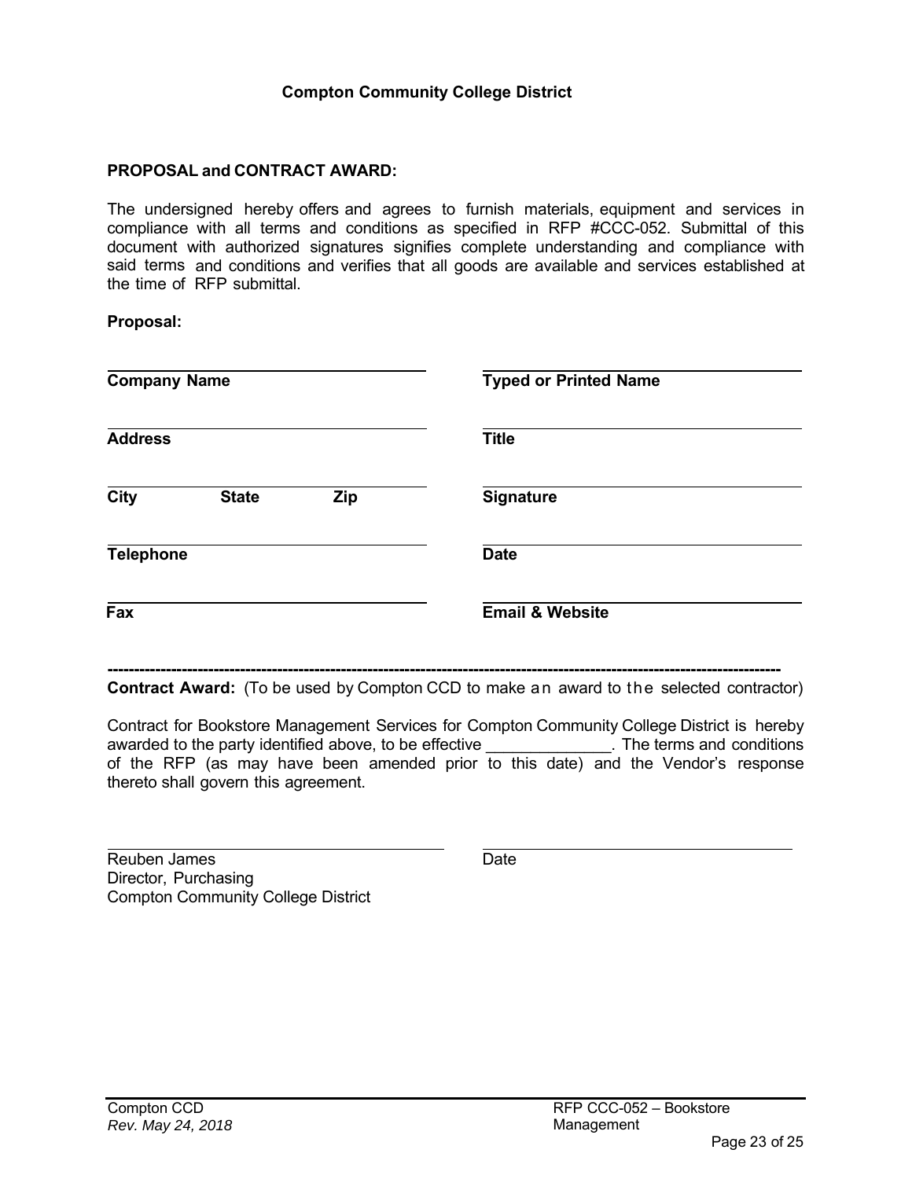**Compton Community College District**

**PROPOSAL and CONTRACT AWARD:**

The undersigned hereby offers and agrees to furnish materials, equipment and services in compliance with all terms and conditions as specified in RFP #CCC-052. Submittal of this document with authorized signatures signifies complete understanding and compliance with said terms and conditions and verifies that all goods are available and services established at the time of RFP submittal.

**Proposal:**

| | |
|---|---|
| ____________________ | ____________________ |
| **Company Name** | **Typed or Printed Name** |
| ____________________ | ____________________ |
| **Address** | **Title** |
| ____________________ | ____________________ |
| **City State Zip** | **Signature** |
| ____________________ | ____________________ |
| **Telephone** | **Date** |
| ____________________ | ____________________ |
| **Fax** | **Email & Website** |

---

**Contract Award:** (To be used by Compton CCD to make an award to the selected contractor)

Contract for Bookstore Management Services for Compton Community College District is hereby awarded to the party identified above, to be effective ______________. The terms and conditions of the RFP (as may have been amended prior to this date) and the Vendor's response thereto shall govern this agreement.

| | |
|---|---|
| ____________________ | ____________________ |
| Reuben James<br>Director, Purchasing<br>Compton Community College District | Date |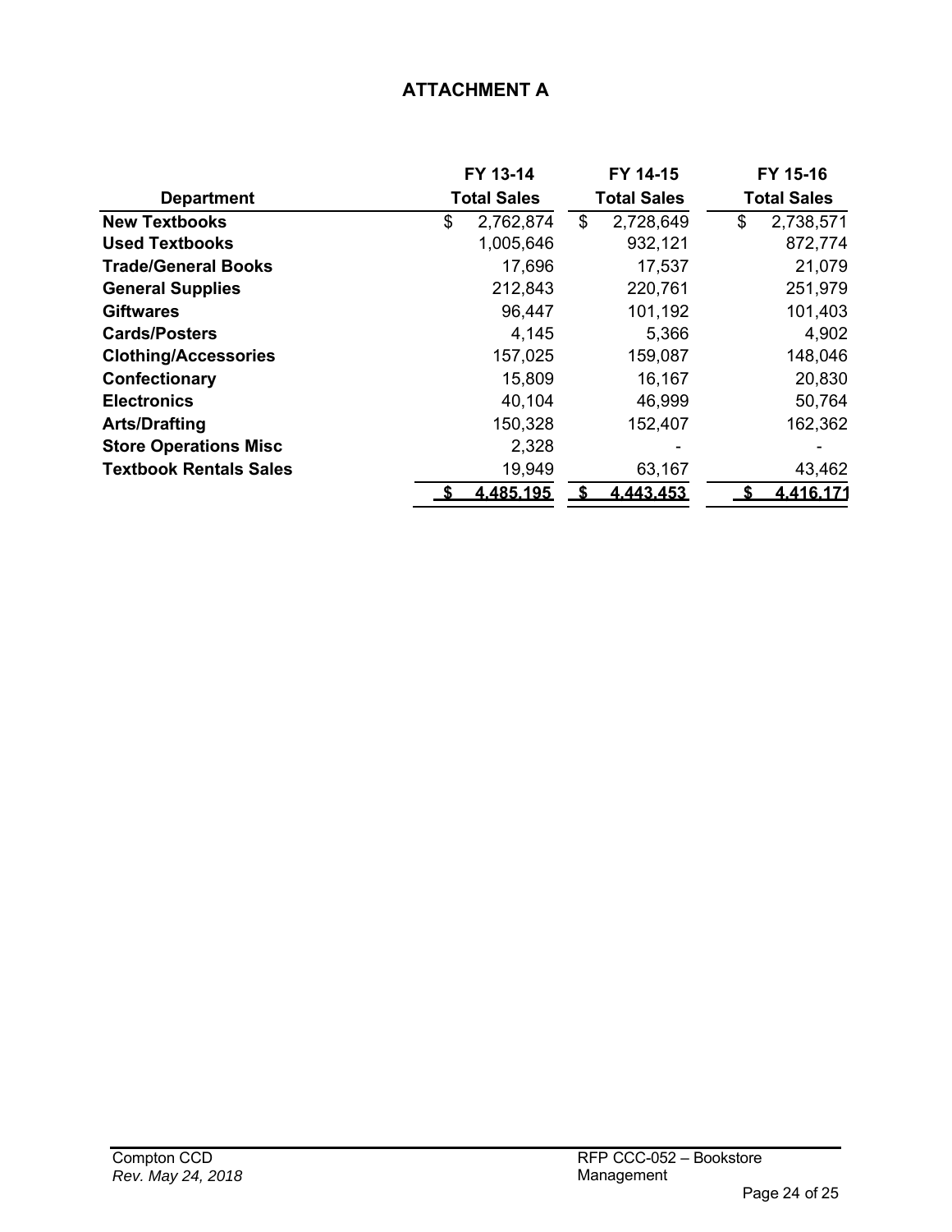## ATTACHMENT A

| Department | FY 13-14 Total Sales | FY 14-15 Total Sales | FY 15-16 Total Sales |
|---|---|---|---|
| **New Textbooks** | $ 2,762,874 | $ 2,728,649 | $ 2,738,571 |
| **Used Textbooks** | 1,005,646 | 932,121 | 872,774 |
| **Trade/General Books** | 17,696 | 17,537 | 21,079 |
| **General Supplies** | 212,843 | 220,761 | 251,979 |
| **Giftwares** | 96,447 | 101,192 | 101,403 |
| **Cards/Posters** | 4,145 | 5,366 | 4,902 |
| **Clothing/Accessories** | 157,025 | 159,087 | 148,046 |
| **Confectionary** | 15,809 | 16,167 | 20,830 |
| **Electronics** | 40,104 | 46,999 | 50,764 |
| **Arts/Drafting** | 150,328 | 152,407 | 162,362 |
| **Store Operations Misc** | 2,328 | - | - |
| **Textbook Rentals Sales** | 19,949 | 63,167 | 43,462 |
| | **$ 4,485,195** | **$ 4,443,453** | **$ 4,416,171** |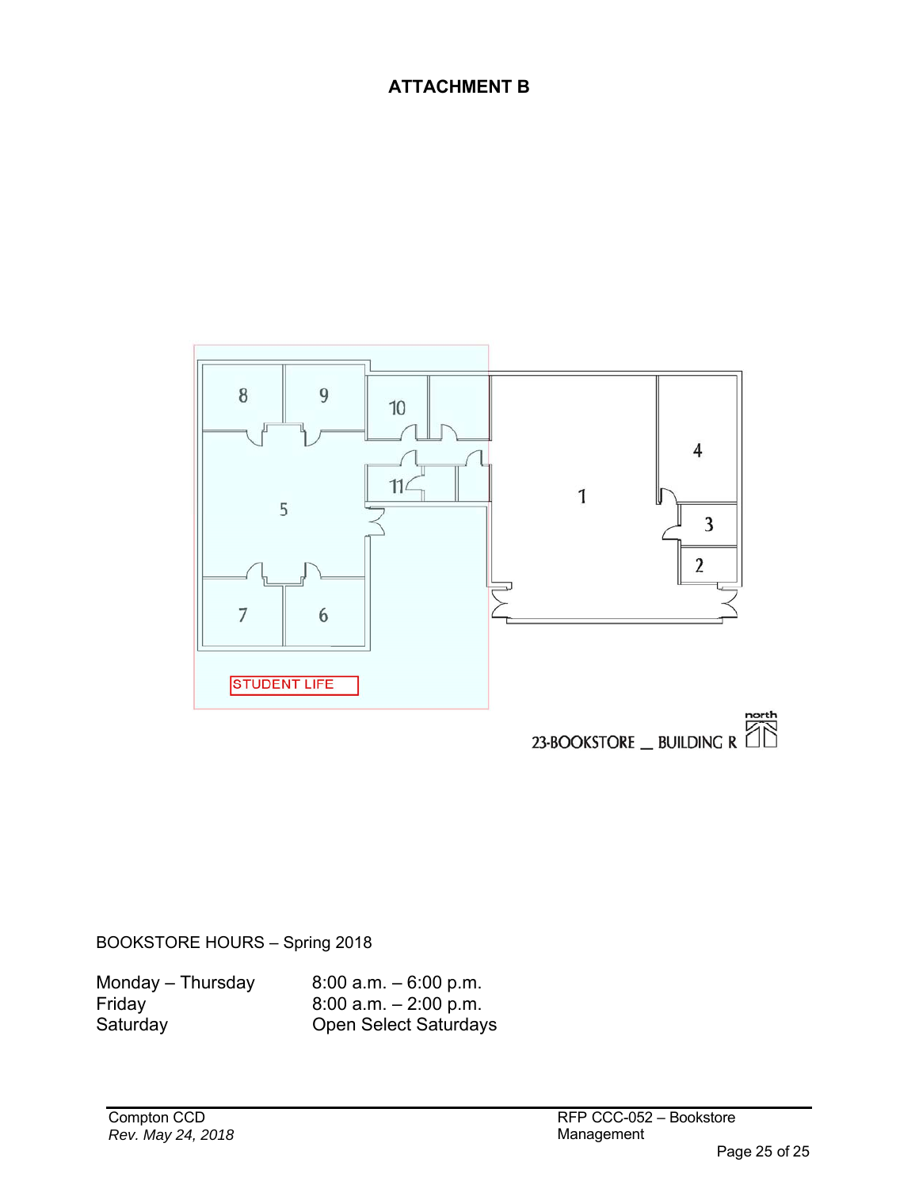**ATTACHMENT B**

8

9

10

11

5

1

4

3

2

7

6

STUDENT LIFE

23-BOOKSTORE _ BUILDING R

north

BOOKSTORE HOURS – Spring 2018

| | |
|---|---|
| Monday – Thursday | 8:00 a.m. – 6:00 p.m. |
| Friday | 8:00 a.m. – 2:00 p.m. |
| Saturday | Open Select Saturdays |